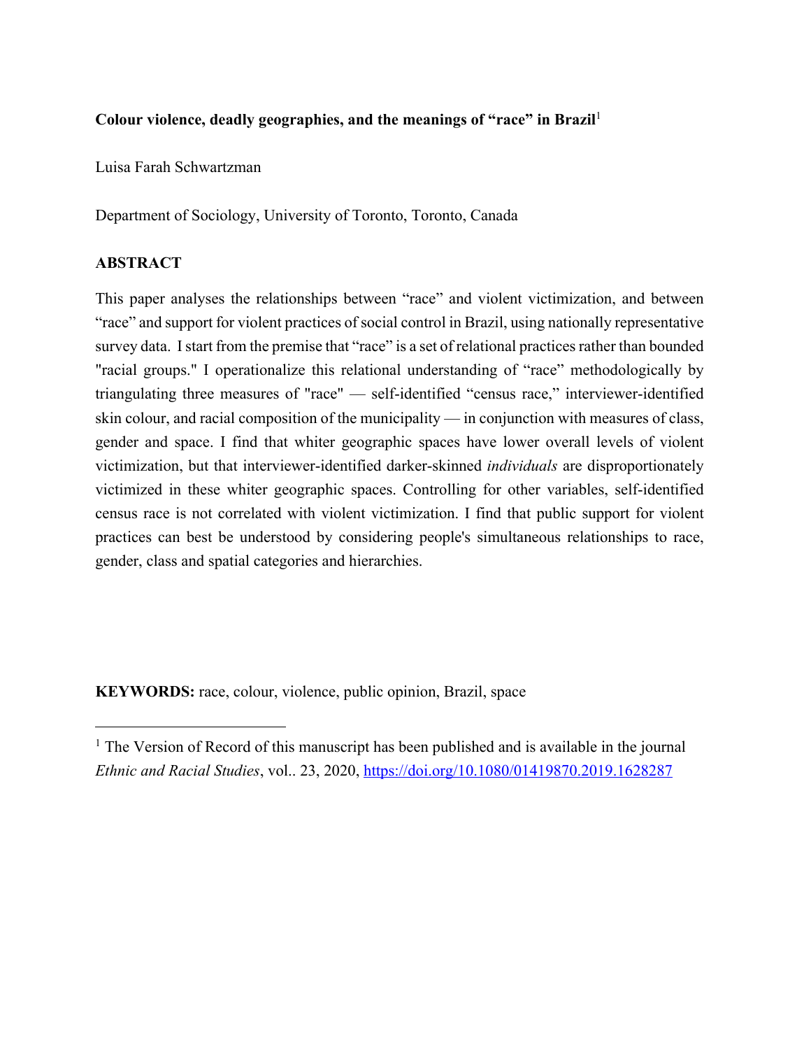**Colour violence, deadly geographies, and the meanings of "race" in Brazil**[1]

Luisa Farah Schwartzman

Department of Sociology, University of Toronto, Toronto, Canada

**ABSTRACT**

This paper analyses the relationships between "race" and violent victimization, and between "race" and support for violent practices of social control in Brazil, using nationally representative survey data. I start from the premise that "race" is a set of relational practices rather than bounded "racial groups." I operationalize this relational understanding of "race" methodologically by triangulating three measures of "race" — self-identified "census race," interviewer-identified skin colour, and racial composition of the municipality — in conjunction with measures of class, gender and space. I find that whiter geographic spaces have lower overall levels of violent victimization, but that interviewer-identified darker-skinned *individuals* are disproportionately victimized in these whiter geographic spaces. Controlling for other variables, self-identified census race is not correlated with violent victimization. I find that public support for violent practices can best be understood by considering people's simultaneous relationships to race, gender, class and spatial categories and hierarchies.

**KEYWORDS:** race, colour, violence, public opinion, Brazil, space

---

[1] The Version of Record of this manuscript has been published and is available in the journal *Ethnic and Racial Studies*, vol.. 23, 2020, https://doi.org/10.1080/01419870.2019.1628287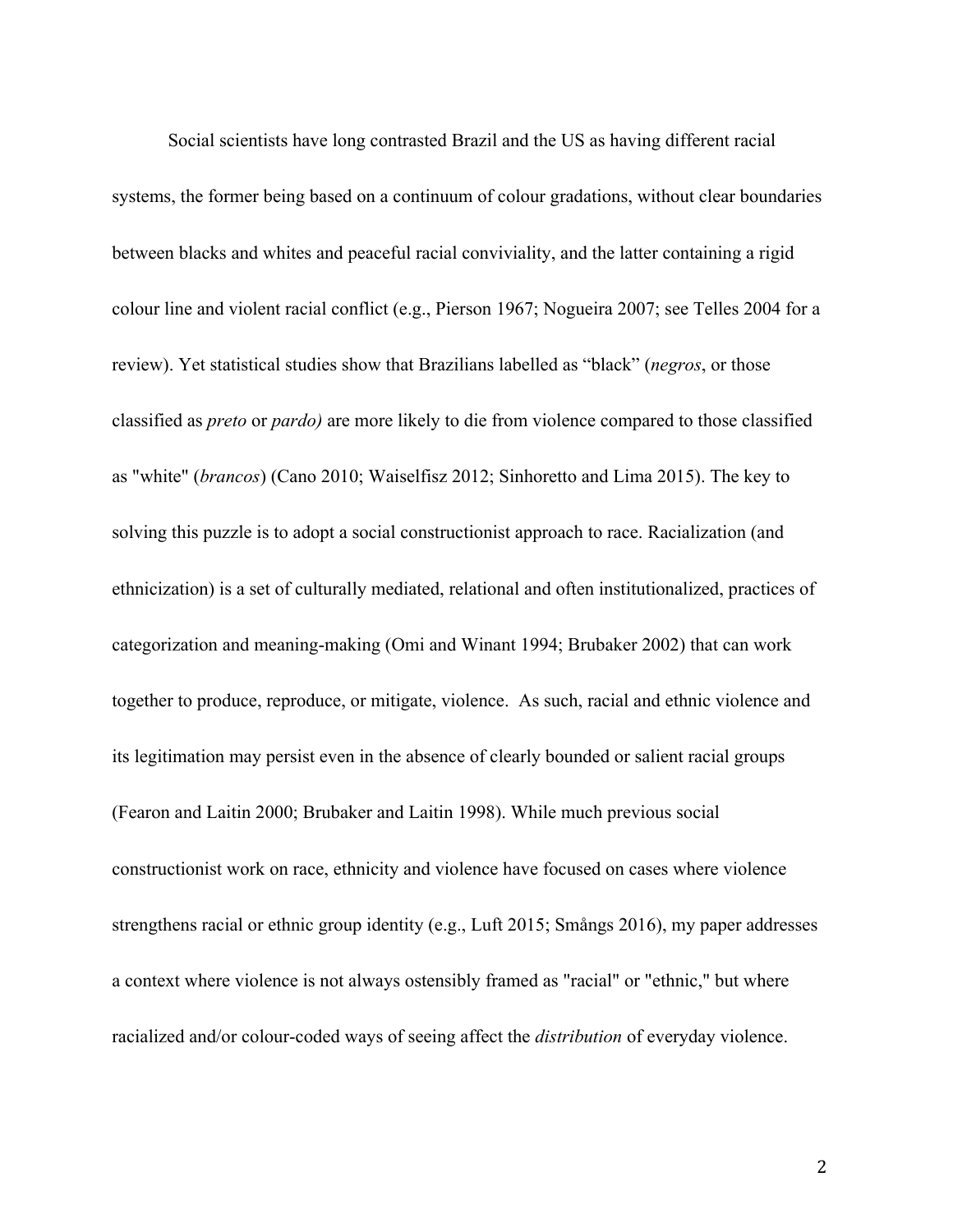Social scientists have long contrasted Brazil and the US as having different racial systems, the former being based on a continuum of colour gradations, without clear boundaries between blacks and whites and peaceful racial conviviality, and the latter containing a rigid colour line and violent racial conflict (e.g., Pierson 1967; Nogueira 2007; see Telles 2004 for a review). Yet statistical studies show that Brazilians labelled as "black" (*negros*, or those classified as *preto* or *pardo)* are more likely to die from violence compared to those classified as "white" (*brancos*) (Cano 2010; Waiselfisz 2012; Sinhoretto and Lima 2015). The key to solving this puzzle is to adopt a social constructionist approach to race. Racialization (and ethnicization) is a set of culturally mediated, relational and often institutionalized, practices of categorization and meaning-making (Omi and Winant 1994; Brubaker 2002) that can work together to produce, reproduce, or mitigate, violence. As such, racial and ethnic violence and its legitimation may persist even in the absence of clearly bounded or salient racial groups (Fearon and Laitin 2000; Brubaker and Laitin 1998). While much previous social constructionist work on race, ethnicity and violence have focused on cases where violence strengthens racial or ethnic group identity (e.g., Luft 2015; Smångs 2016), my paper addresses a context where violence is not always ostensibly framed as "racial" or "ethnic," but where racialized and/or colour-coded ways of seeing affect the *distribution* of everyday violence.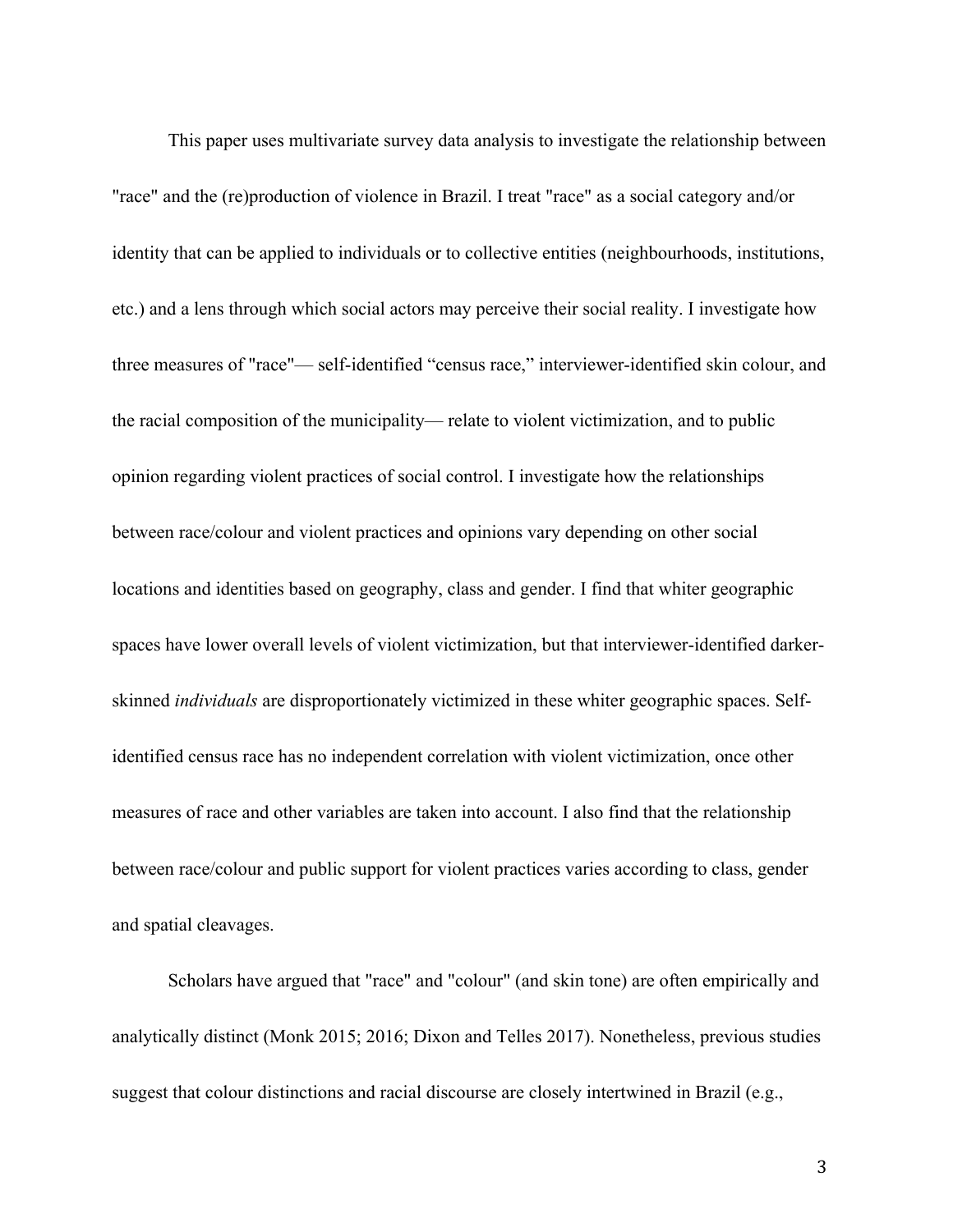This paper uses multivariate survey data analysis to investigate the relationship between "race" and the (re)production of violence in Brazil. I treat "race" as a social category and/or identity that can be applied to individuals or to collective entities (neighbourhoods, institutions, etc.) and a lens through which social actors may perceive their social reality. I investigate how three measures of "race"— self-identified "census race," interviewer-identified skin colour, and the racial composition of the municipality— relate to violent victimization, and to public opinion regarding violent practices of social control. I investigate how the relationships between race/colour and violent practices and opinions vary depending on other social locations and identities based on geography, class and gender. I find that whiter geographic spaces have lower overall levels of violent victimization, but that interviewer-identified darker-skinned *individuals* are disproportionately victimized in these whiter geographic spaces. Self-identified census race has no independent correlation with violent victimization, once other measures of race and other variables are taken into account. I also find that the relationship between race/colour and public support for violent practices varies according to class, gender and spatial cleavages.

Scholars have argued that "race" and "colour" (and skin tone) are often empirically and analytically distinct (Monk 2015; 2016; Dixon and Telles 2017). Nonetheless, previous studies suggest that colour distinctions and racial discourse are closely intertwined in Brazil (e.g.,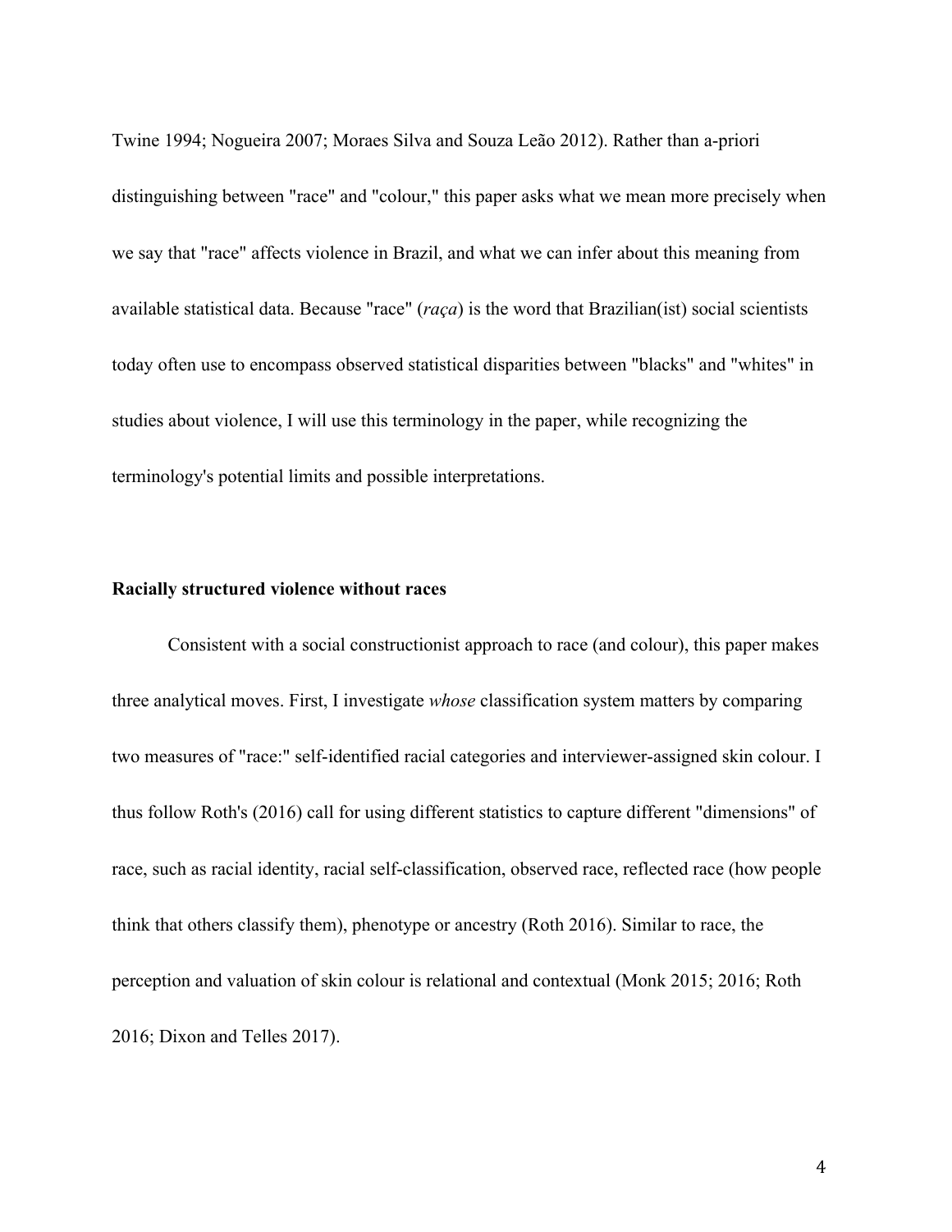Twine 1994; Nogueira 2007; Moraes Silva and Souza Leão 2012). Rather than a-priori distinguishing between "race" and "colour," this paper asks what we mean more precisely when we say that "race" affects violence in Brazil, and what we can infer about this meaning from available statistical data. Because "race" (*raça*) is the word that Brazilian(ist) social scientists today often use to encompass observed statistical disparities between "blacks" and "whites" in studies about violence, I will use this terminology in the paper, while recognizing the terminology's potential limits and possible interpretations.

**Racially structured violence without races**

Consistent with a social constructionist approach to race (and colour), this paper makes three analytical moves. First, I investigate *whose* classification system matters by comparing two measures of "race:" self-identified racial categories and interviewer-assigned skin colour. I thus follow Roth's (2016) call for using different statistics to capture different "dimensions" of race, such as racial identity, racial self-classification, observed race, reflected race (how people think that others classify them), phenotype or ancestry (Roth 2016). Similar to race, the perception and valuation of skin colour is relational and contextual (Monk 2015; 2016; Roth 2016; Dixon and Telles 2017).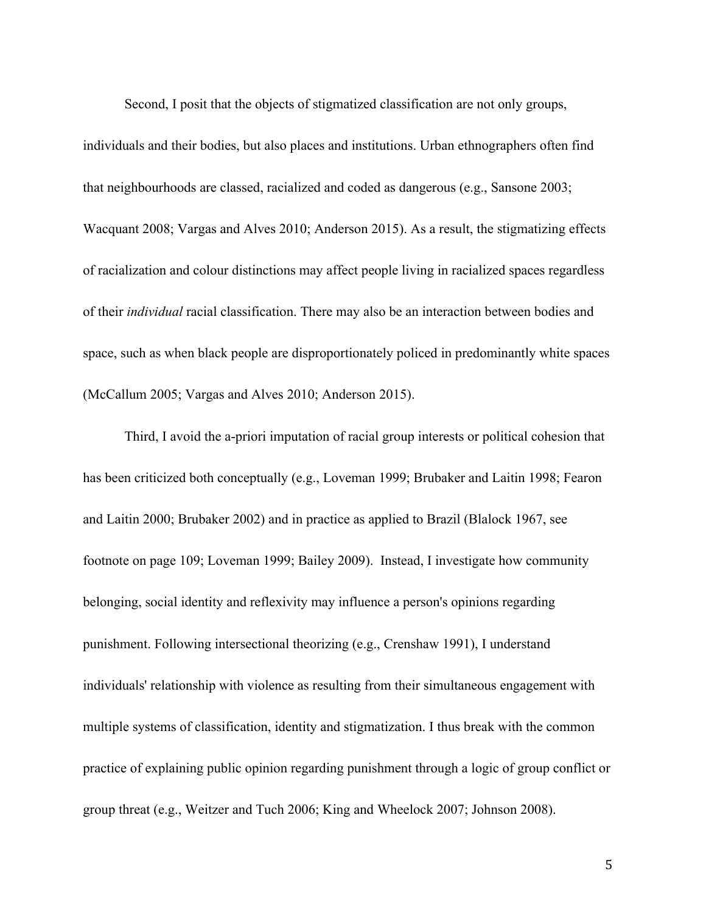Second, I posit that the objects of stigmatized classification are not only groups, individuals and their bodies, but also places and institutions. Urban ethnographers often find that neighbourhoods are classed, racialized and coded as dangerous (e.g., Sansone 2003; Wacquant 2008; Vargas and Alves 2010; Anderson 2015). As a result, the stigmatizing effects of racialization and colour distinctions may affect people living in racialized spaces regardless of their *individual* racial classification. There may also be an interaction between bodies and space, such as when black people are disproportionately policed in predominantly white spaces (McCallum 2005; Vargas and Alves 2010; Anderson 2015).

Third, I avoid the a-priori imputation of racial group interests or political cohesion that has been criticized both conceptually (e.g., Loveman 1999; Brubaker and Laitin 1998; Fearon and Laitin 2000; Brubaker 2002) and in practice as applied to Brazil (Blalock 1967, see footnote on page 109; Loveman 1999; Bailey 2009). Instead, I investigate how community belonging, social identity and reflexivity may influence a person's opinions regarding punishment. Following intersectional theorizing (e.g., Crenshaw 1991), I understand individuals' relationship with violence as resulting from their simultaneous engagement with multiple systems of classification, identity and stigmatization. I thus break with the common practice of explaining public opinion regarding punishment through a logic of group conflict or group threat (e.g., Weitzer and Tuch 2006; King and Wheelock 2007; Johnson 2008).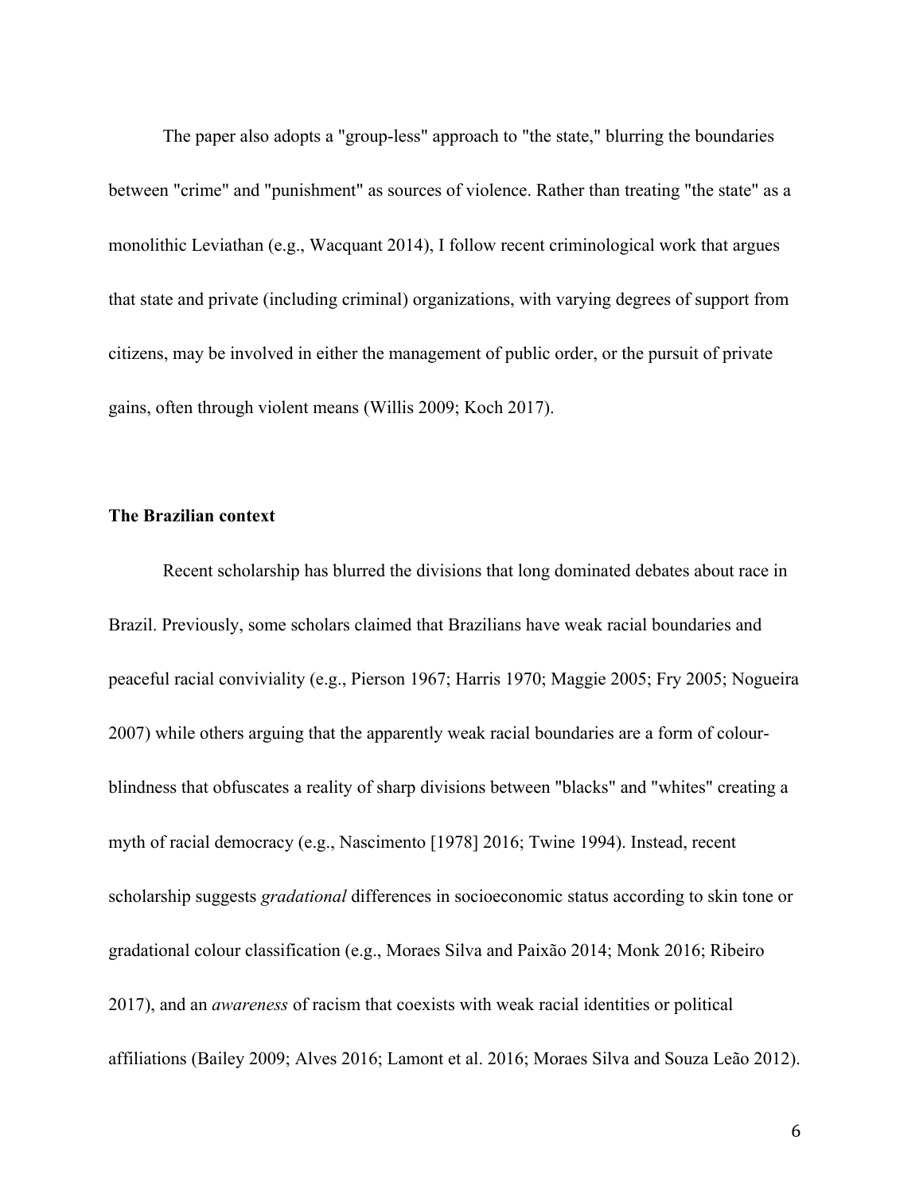The paper also adopts a "group-less" approach to "the state," blurring the boundaries between "crime" and "punishment" as sources of violence. Rather than treating "the state" as a monolithic Leviathan (e.g., Wacquant 2014), I follow recent criminological work that argues that state and private (including criminal) organizations, with varying degrees of support from citizens, may be involved in either the management of public order, or the pursuit of private gains, often through violent means (Willis 2009; Koch 2017).

## The Brazilian context

Recent scholarship has blurred the divisions that long dominated debates about race in Brazil. Previously, some scholars claimed that Brazilians have weak racial boundaries and peaceful racial conviviality (e.g., Pierson 1967; Harris 1970; Maggie 2005; Fry 2005; Nogueira 2007) while others arguing that the apparently weak racial boundaries are a form of colour-blindness that obfuscates a reality of sharp divisions between "blacks" and "whites" creating a myth of racial democracy (e.g., Nascimento [1978] 2016; Twine 1994). Instead, recent scholarship suggests *gradational* differences in socioeconomic status according to skin tone or gradational colour classification (e.g., Moraes Silva and Paixão 2014; Monk 2016; Ribeiro 2017), and an *awareness* of racism that coexists with weak racial identities or political affiliations (Bailey 2009; Alves 2016; Lamont et al. 2016; Moraes Silva and Souza Leão 2012).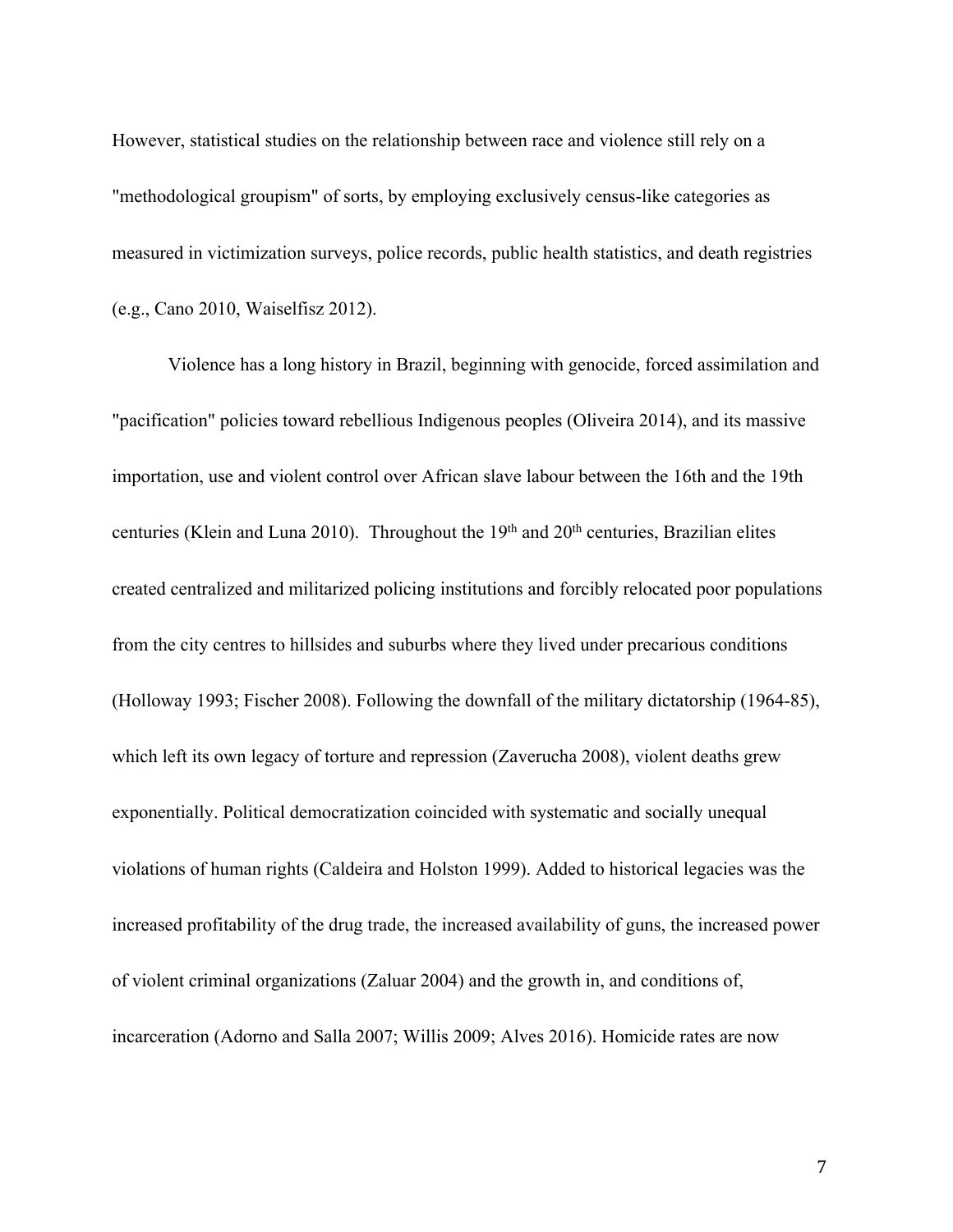However, statistical studies on the relationship between race and violence still rely on a "methodological groupism" of sorts, by employing exclusively census-like categories as measured in victimization surveys, police records, public health statistics, and death registries (e.g., Cano 2010, Waiselfisz 2012).

Violence has a long history in Brazil, beginning with genocide, forced assimilation and "pacification" policies toward rebellious Indigenous peoples (Oliveira 2014), and its massive importation, use and violent control over African slave labour between the 16th and the 19th centuries (Klein and Luna 2010). Throughout the 19th and 20th centuries, Brazilian elites created centralized and militarized policing institutions and forcibly relocated poor populations from the city centres to hillsides and suburbs where they lived under precarious conditions (Holloway 1993; Fischer 2008). Following the downfall of the military dictatorship (1964-85), which left its own legacy of torture and repression (Zaverucha 2008), violent deaths grew exponentially. Political democratization coincided with systematic and socially unequal violations of human rights (Caldeira and Holston 1999). Added to historical legacies was the increased profitability of the drug trade, the increased availability of guns, the increased power of violent criminal organizations (Zaluar 2004) and the growth in, and conditions of, incarceration (Adorno and Salla 2007; Willis 2009; Alves 2016). Homicide rates are now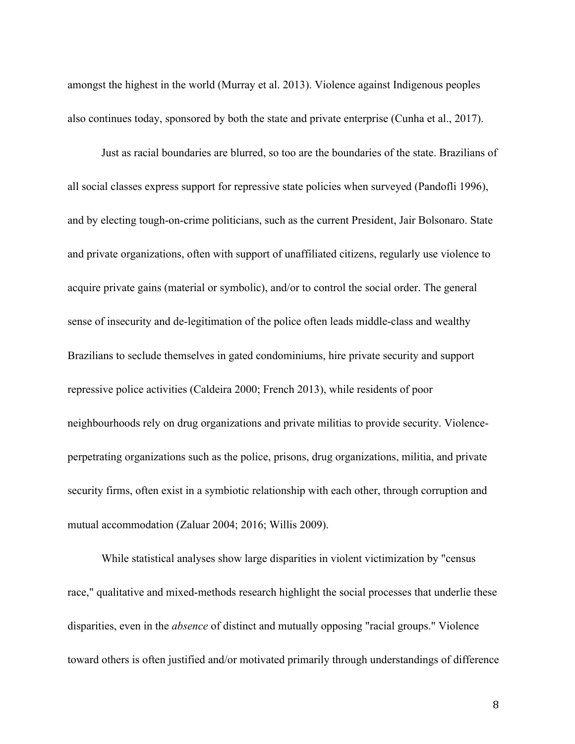amongst the highest in the world (Murray et al. 2013). Violence against Indigenous peoples also continues today, sponsored by both the state and private enterprise (Cunha et al., 2017).

Just as racial boundaries are blurred, so too are the boundaries of the state. Brazilians of all social classes express support for repressive state policies when surveyed (Pandofli 1996), and by electing tough-on-crime politicians, such as the current President, Jair Bolsonaro. State and private organizations, often with support of unaffiliated citizens, regularly use violence to acquire private gains (material or symbolic), and/or to control the social order. The general sense of insecurity and de-legitimation of the police often leads middle-class and wealthy Brazilians to seclude themselves in gated condominiums, hire private security and support repressive police activities (Caldeira 2000; French 2013), while residents of poor neighbourhoods rely on drug organizations and private militias to provide security. Violence-perpetrating organizations such as the police, prisons, drug organizations, militia, and private security firms, often exist in a symbiotic relationship with each other, through corruption and mutual accommodation (Zaluar 2004; 2016; Willis 2009).

While statistical analyses show large disparities in violent victimization by "census race," qualitative and mixed-methods research highlight the social processes that underlie these disparities, even in the *absence* of distinct and mutually opposing "racial groups." Violence toward others is often justified and/or motivated primarily through understandings of difference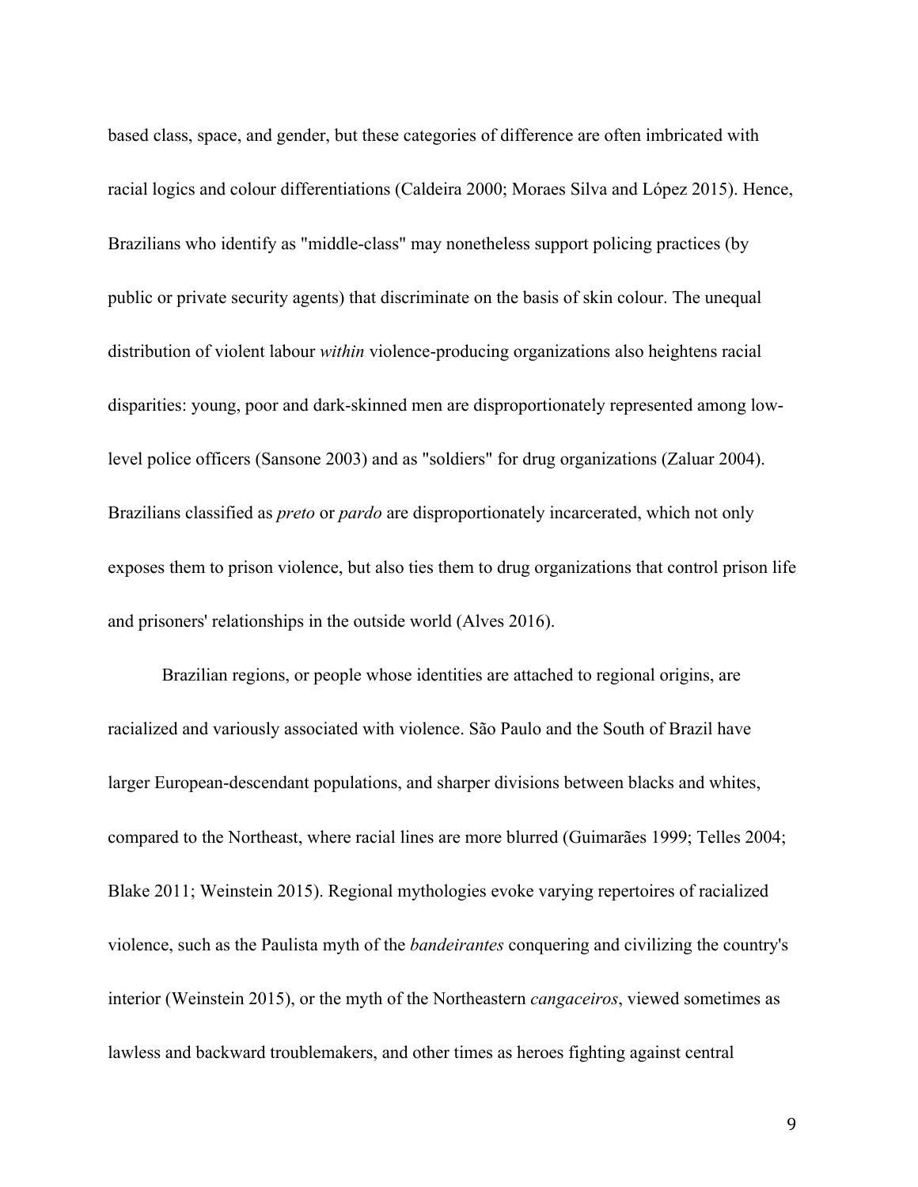based class, space, and gender, but these categories of difference are often imbricated with racial logics and colour differentiations (Caldeira 2000; Moraes Silva and López 2015). Hence, Brazilians who identify as "middle-class" may nonetheless support policing practices (by public or private security agents) that discriminate on the basis of skin colour. The unequal distribution of violent labour *within* violence-producing organizations also heightens racial disparities: young, poor and dark-skinned men are disproportionately represented among low-level police officers (Sansone 2003) and as "soldiers" for drug organizations (Zaluar 2004). Brazilians classified as *preto* or *pardo* are disproportionately incarcerated, which not only exposes them to prison violence, but also ties them to drug organizations that control prison life and prisoners' relationships in the outside world (Alves 2016).

Brazilian regions, or people whose identities are attached to regional origins, are racialized and variously associated with violence. São Paulo and the South of Brazil have larger European-descendant populations, and sharper divisions between blacks and whites, compared to the Northeast, where racial lines are more blurred (Guimarães 1999; Telles 2004; Blake 2011; Weinstein 2015). Regional mythologies evoke varying repertoires of racialized violence, such as the Paulista myth of the *bandeirantes* conquering and civilizing the country's interior (Weinstein 2015), or the myth of the Northeastern *cangaceiros*, viewed sometimes as lawless and backward troublemakers, and other times as heroes fighting against central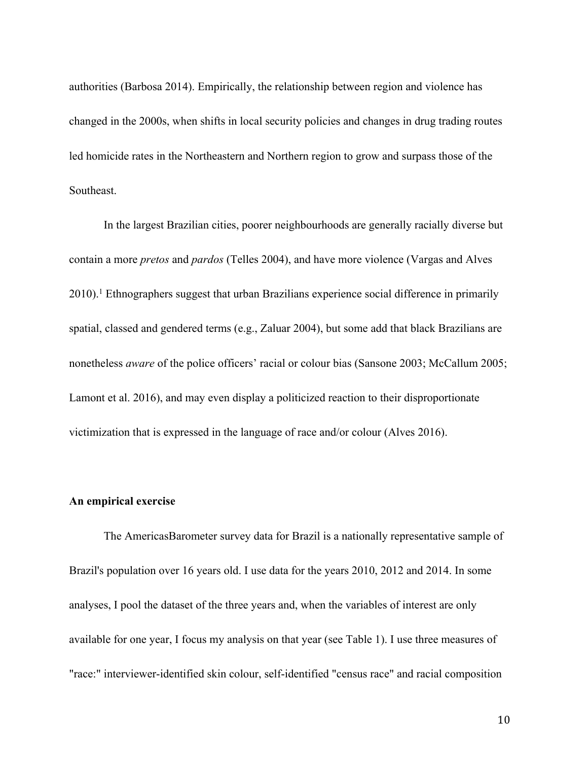authorities (Barbosa 2014). Empirically, the relationship between region and violence has changed in the 2000s, when shifts in local security policies and changes in drug trading routes led homicide rates in the Northeastern and Northern region to grow and surpass those of the Southeast.

In the largest Brazilian cities, poorer neighbourhoods are generally racially diverse but contain a more *pretos* and *pardos* (Telles 2004), and have more violence (Vargas and Alves 2010).[1] Ethnographers suggest that urban Brazilians experience social difference in primarily spatial, classed and gendered terms (e.g., Zaluar 2004), but some add that black Brazilians are nonetheless *aware* of the police officers' racial or colour bias (Sansone 2003; McCallum 2005; Lamont et al. 2016), and may even display a politicized reaction to their disproportionate victimization that is expressed in the language of race and/or colour (Alves 2016).

**An empirical exercise**

The AmericasBarometer survey data for Brazil is a nationally representative sample of Brazil's population over 16 years old. I use data for the years 2010, 2012 and 2014. In some analyses, I pool the dataset of the three years and, when the variables of interest are only available for one year, I focus my analysis on that year (see Table 1). I use three measures of "race:" interviewer-identified skin colour, self-identified "census race" and racial composition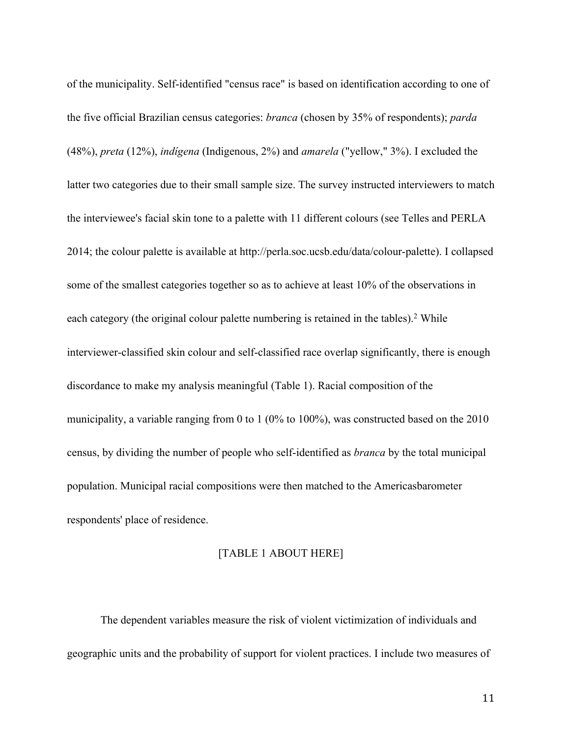of the municipality. Self-identified "census race" is based on identification according to one of the five official Brazilian census categories: *branca* (chosen by 35% of respondents); *parda* (48%), *preta* (12%), *indígena* (Indigenous, 2%) and *amarela* ("yellow," 3%). I excluded the latter two categories due to their small sample size. The survey instructed interviewers to match the interviewee's facial skin tone to a palette with 11 different colours (see Telles and PERLA 2014; the colour palette is available at http://perla.soc.ucsb.edu/data/colour-palette). I collapsed some of the smallest categories together so as to achieve at least 10% of the observations in each category (the original colour palette numbering is retained in the tables).[2] While interviewer-classified skin colour and self-classified race overlap significantly, there is enough discordance to make my analysis meaningful (Table 1). Racial composition of the municipality, a variable ranging from 0 to 1 (0% to 100%), was constructed based on the 2010 census, by dividing the number of people who self-identified as *branca* by the total municipal population. Municipal racial compositions were then matched to the Americasbarometer respondents' place of residence.

[TABLE 1 ABOUT HERE]

The dependent variables measure the risk of violent victimization of individuals and geographic units and the probability of support for violent practices. I include two measures of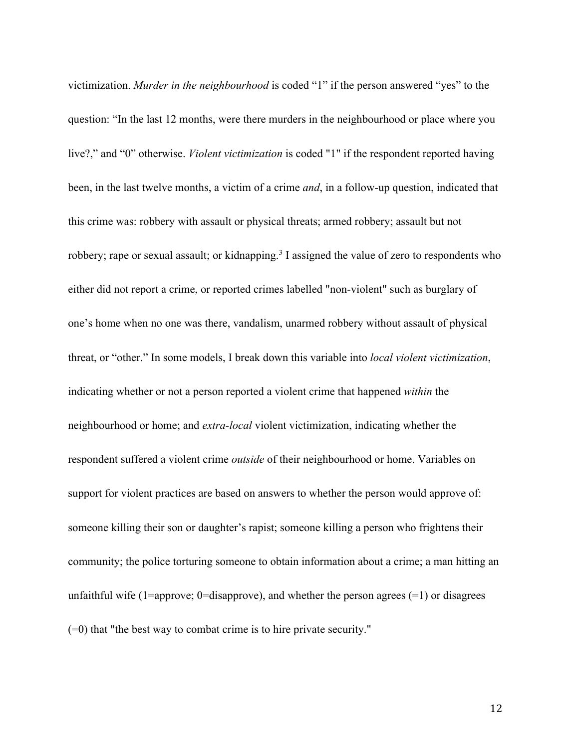victimization. *Murder in the neighbourhood* is coded "1" if the person answered "yes" to the question: "In the last 12 months, were there murders in the neighbourhood or place where you live?," and "0" otherwise. *Violent victimization* is coded "1" if the respondent reported having been, in the last twelve months, a victim of a crime *and*, in a follow-up question, indicated that this crime was: robbery with assault or physical threats; armed robbery; assault but not robbery; rape or sexual assault; or kidnapping.[3] I assigned the value of zero to respondents who either did not report a crime, or reported crimes labelled "non-violent" such as burglary of one's home when no one was there, vandalism, unarmed robbery without assault of physical threat, or "other." In some models, I break down this variable into *local violent victimization*, indicating whether or not a person reported a violent crime that happened *within* the neighbourhood or home; and *extra-local* violent victimization, indicating whether the respondent suffered a violent crime *outside* of their neighbourhood or home. Variables on support for violent practices are based on answers to whether the person would approve of: someone killing their son or daughter's rapist; someone killing a person who frightens their community; the police torturing someone to obtain information about a crime; a man hitting an unfaithful wife (1=approve; 0=disapprove), and whether the person agrees (=1) or disagrees (=0) that "the best way to combat crime is to hire private security."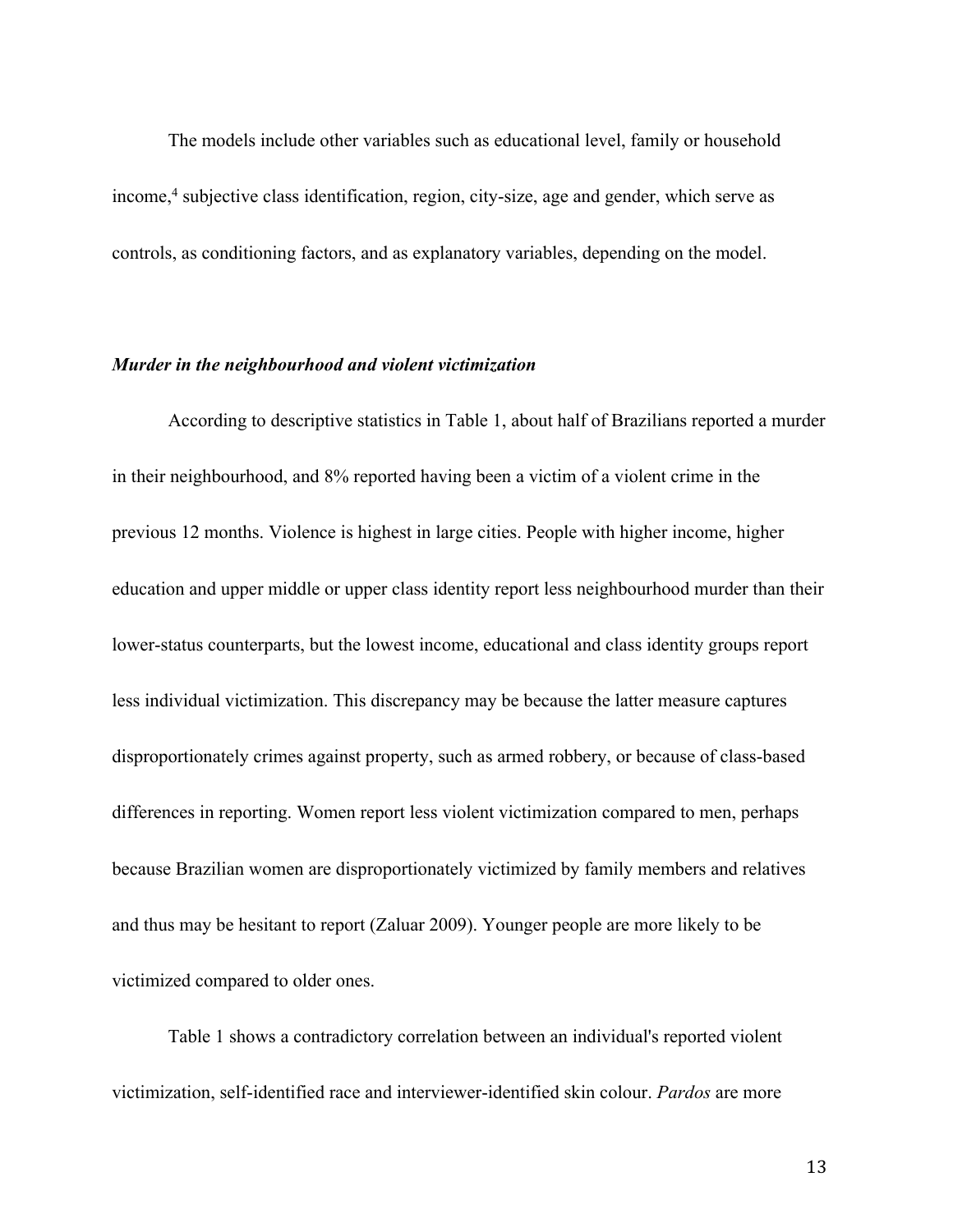The models include other variables such as educational level, family or household income,[4] subjective class identification, region, city-size, age and gender, which serve as controls, as conditioning factors, and as explanatory variables, depending on the model.

### ***Murder in the neighbourhood and violent victimization***

According to descriptive statistics in Table 1, about half of Brazilians reported a murder in their neighbourhood, and 8% reported having been a victim of a violent crime in the previous 12 months. Violence is highest in large cities. People with higher income, higher education and upper middle or upper class identity report less neighbourhood murder than their lower-status counterparts, but the lowest income, educational and class identity groups report less individual victimization. This discrepancy may be because the latter measure captures disproportionately crimes against property, such as armed robbery, or because of class-based differences in reporting. Women report less violent victimization compared to men, perhaps because Brazilian women are disproportionately victimized by family members and relatives and thus may be hesitant to report (Zaluar 2009). Younger people are more likely to be victimized compared to older ones.

Table 1 shows a contradictory correlation between an individual's reported violent victimization, self-identified race and interviewer-identified skin colour. *Pardos* are more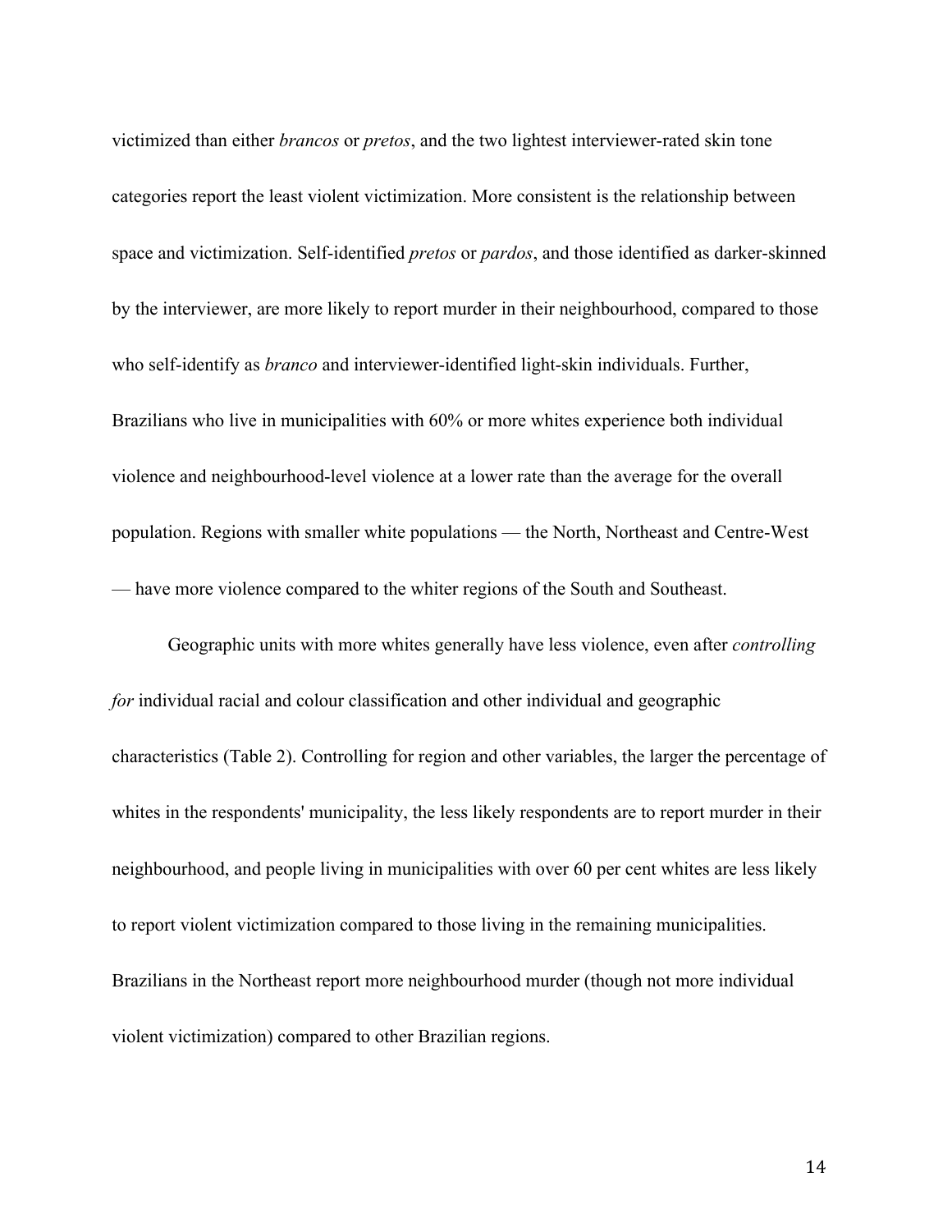victimized than either *brancos* or *pretos*, and the two lightest interviewer-rated skin tone categories report the least violent victimization. More consistent is the relationship between space and victimization. Self-identified *pretos* or *pardos*, and those identified as darker-skinned by the interviewer, are more likely to report murder in their neighbourhood, compared to those who self-identify as *branco* and interviewer-identified light-skin individuals. Further, Brazilians who live in municipalities with 60% or more whites experience both individual violence and neighbourhood-level violence at a lower rate than the average for the overall population. Regions with smaller white populations — the North, Northeast and Centre-West — have more violence compared to the whiter regions of the South and Southeast.

Geographic units with more whites generally have less violence, even after *controlling for* individual racial and colour classification and other individual and geographic characteristics (Table 2). Controlling for region and other variables, the larger the percentage of whites in the respondents' municipality, the less likely respondents are to report murder in their neighbourhood, and people living in municipalities with over 60 per cent whites are less likely to report violent victimization compared to those living in the remaining municipalities. Brazilians in the Northeast report more neighbourhood murder (though not more individual violent victimization) compared to other Brazilian regions.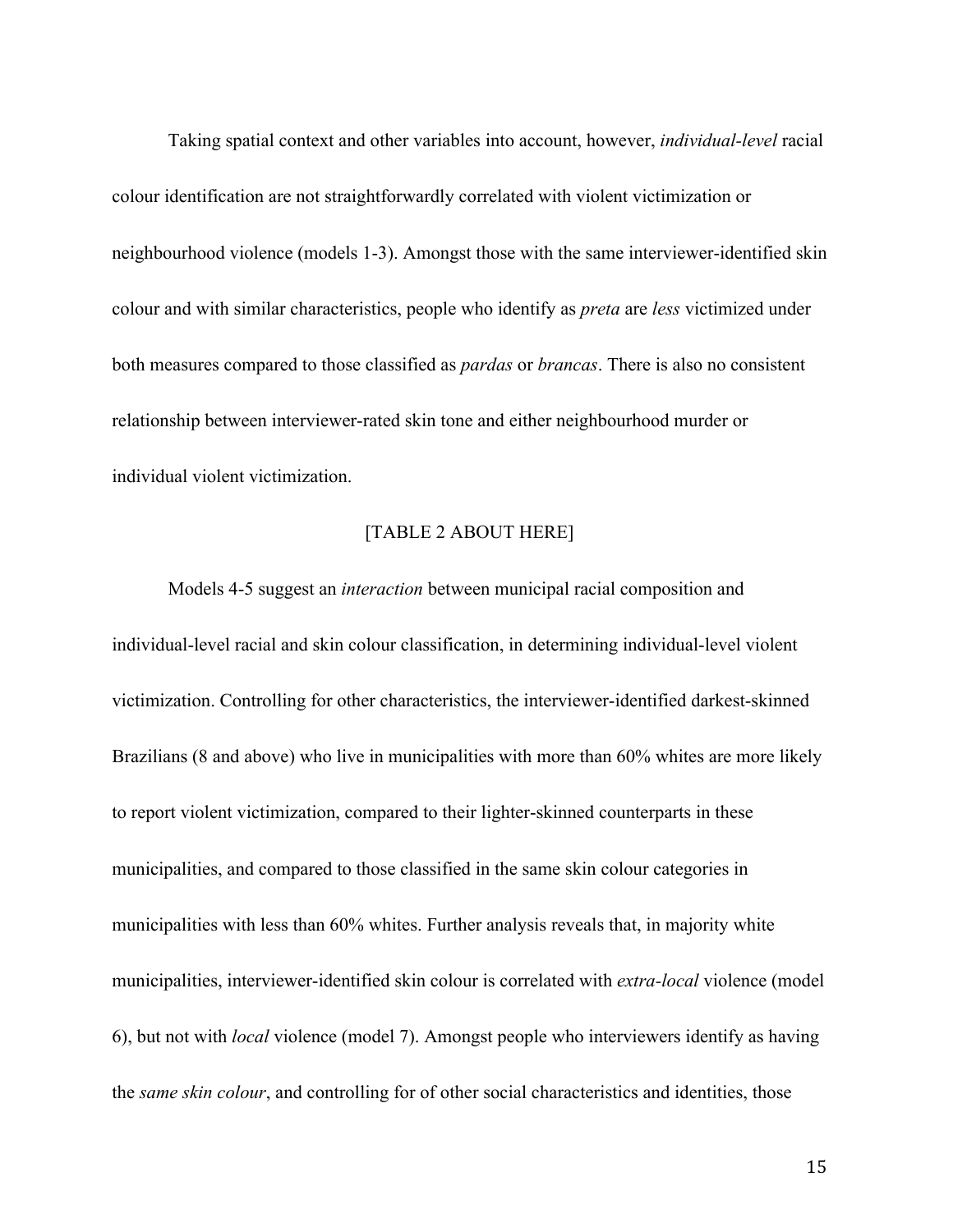Taking spatial context and other variables into account, however, *individual-level* racial colour identification are not straightforwardly correlated with violent victimization or neighbourhood violence (models 1-3). Amongst those with the same interviewer-identified skin colour and with similar characteristics, people who identify as *preta* are *less* victimized under both measures compared to those classified as *pardas* or *brancas*. There is also no consistent relationship between interviewer-rated skin tone and either neighbourhood murder or individual violent victimization.

[TABLE 2 ABOUT HERE]

Models 4-5 suggest an *interaction* between municipal racial composition and individual-level racial and skin colour classification, in determining individual-level violent victimization. Controlling for other characteristics, the interviewer-identified darkest-skinned Brazilians (8 and above) who live in municipalities with more than 60% whites are more likely to report violent victimization, compared to their lighter-skinned counterparts in these municipalities, and compared to those classified in the same skin colour categories in municipalities with less than 60% whites. Further analysis reveals that, in majority white municipalities, interviewer-identified skin colour is correlated with *extra-local* violence (model 6), but not with *local* violence (model 7). Amongst people who interviewers identify as having the *same skin colour*, and controlling for of other social characteristics and identities, those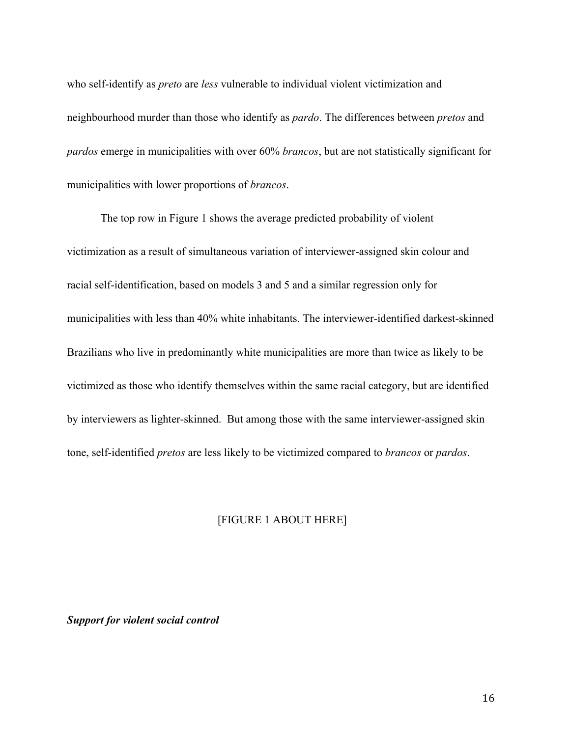who self-identify as *preto* are *less* vulnerable to individual violent victimization and neighbourhood murder than those who identify as *pardo*. The differences between *pretos* and *pardos* emerge in municipalities with over 60% *brancos*, but are not statistically significant for municipalities with lower proportions of *brancos*.

The top row in Figure 1 shows the average predicted probability of violent victimization as a result of simultaneous variation of interviewer-assigned skin colour and racial self-identification, based on models 3 and 5 and a similar regression only for municipalities with less than 40% white inhabitants. The interviewer-identified darkest-skinned Brazilians who live in predominantly white municipalities are more than twice as likely to be victimized as those who identify themselves within the same racial category, but are identified by interviewers as lighter-skinned. But among those with the same interviewer-assigned skin tone, self-identified *pretos* are less likely to be victimized compared to *brancos* or *pardos*.

[FIGURE 1 ABOUT HERE]

***Support for violent social control***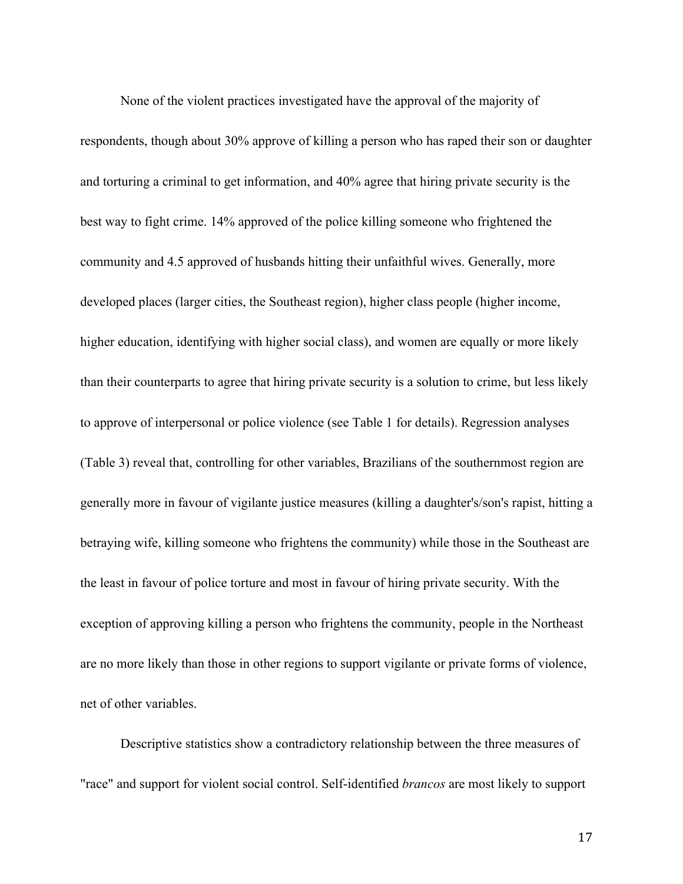None of the violent practices investigated have the approval of the majority of respondents, though about 30% approve of killing a person who has raped their son or daughter and torturing a criminal to get information, and 40% agree that hiring private security is the best way to fight crime. 14% approved of the police killing someone who frightened the community and 4.5 approved of husbands hitting their unfaithful wives. Generally, more developed places (larger cities, the Southeast region), higher class people (higher income, higher education, identifying with higher social class), and women are equally or more likely than their counterparts to agree that hiring private security is a solution to crime, but less likely to approve of interpersonal or police violence (see Table 1 for details). Regression analyses (Table 3) reveal that, controlling for other variables, Brazilians of the southernmost region are generally more in favour of vigilante justice measures (killing a daughter's/son's rapist, hitting a betraying wife, killing someone who frightens the community) while those in the Southeast are the least in favour of police torture and most in favour of hiring private security. With the exception of approving killing a person who frightens the community, people in the Northeast are no more likely than those in other regions to support vigilante or private forms of violence, net of other variables.

Descriptive statistics show a contradictory relationship between the three measures of "race" and support for violent social control. Self-identified *brancos* are most likely to support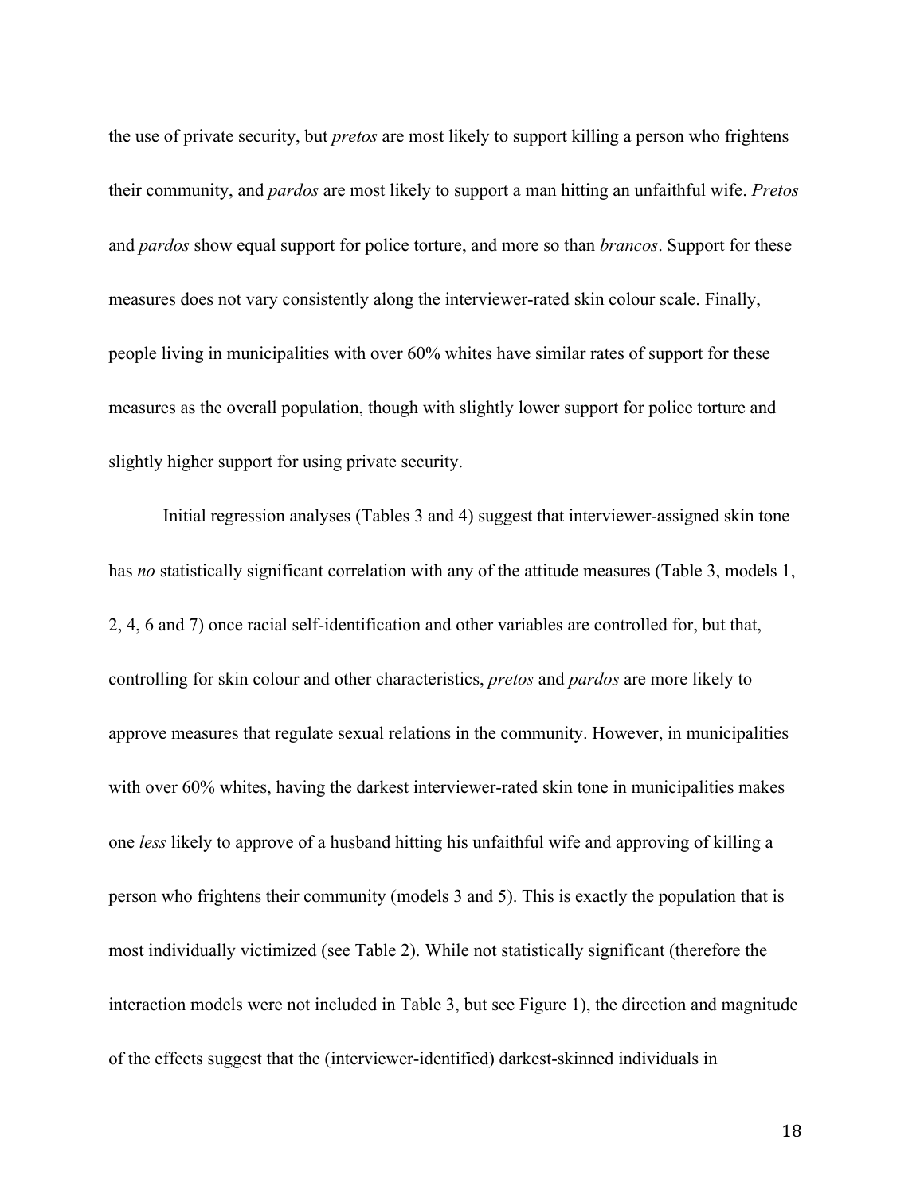the use of private security, but *pretos* are most likely to support killing a person who frightens their community, and *pardos* are most likely to support a man hitting an unfaithful wife. *Pretos* and *pardos* show equal support for police torture, and more so than *brancos*. Support for these measures does not vary consistently along the interviewer-rated skin colour scale. Finally, people living in municipalities with over 60% whites have similar rates of support for these measures as the overall population, though with slightly lower support for police torture and slightly higher support for using private security.

Initial regression analyses (Tables 3 and 4) suggest that interviewer-assigned skin tone has *no* statistically significant correlation with any of the attitude measures (Table 3, models 1, 2, 4, 6 and 7) once racial self-identification and other variables are controlled for, but that, controlling for skin colour and other characteristics, *pretos* and *pardos* are more likely to approve measures that regulate sexual relations in the community. However, in municipalities with over 60% whites, having the darkest interviewer-rated skin tone in municipalities makes one *less* likely to approve of a husband hitting his unfaithful wife and approving of killing a person who frightens their community (models 3 and 5). This is exactly the population that is most individually victimized (see Table 2). While not statistically significant (therefore the interaction models were not included in Table 3, but see Figure 1), the direction and magnitude of the effects suggest that the (interviewer-identified) darkest-skinned individuals in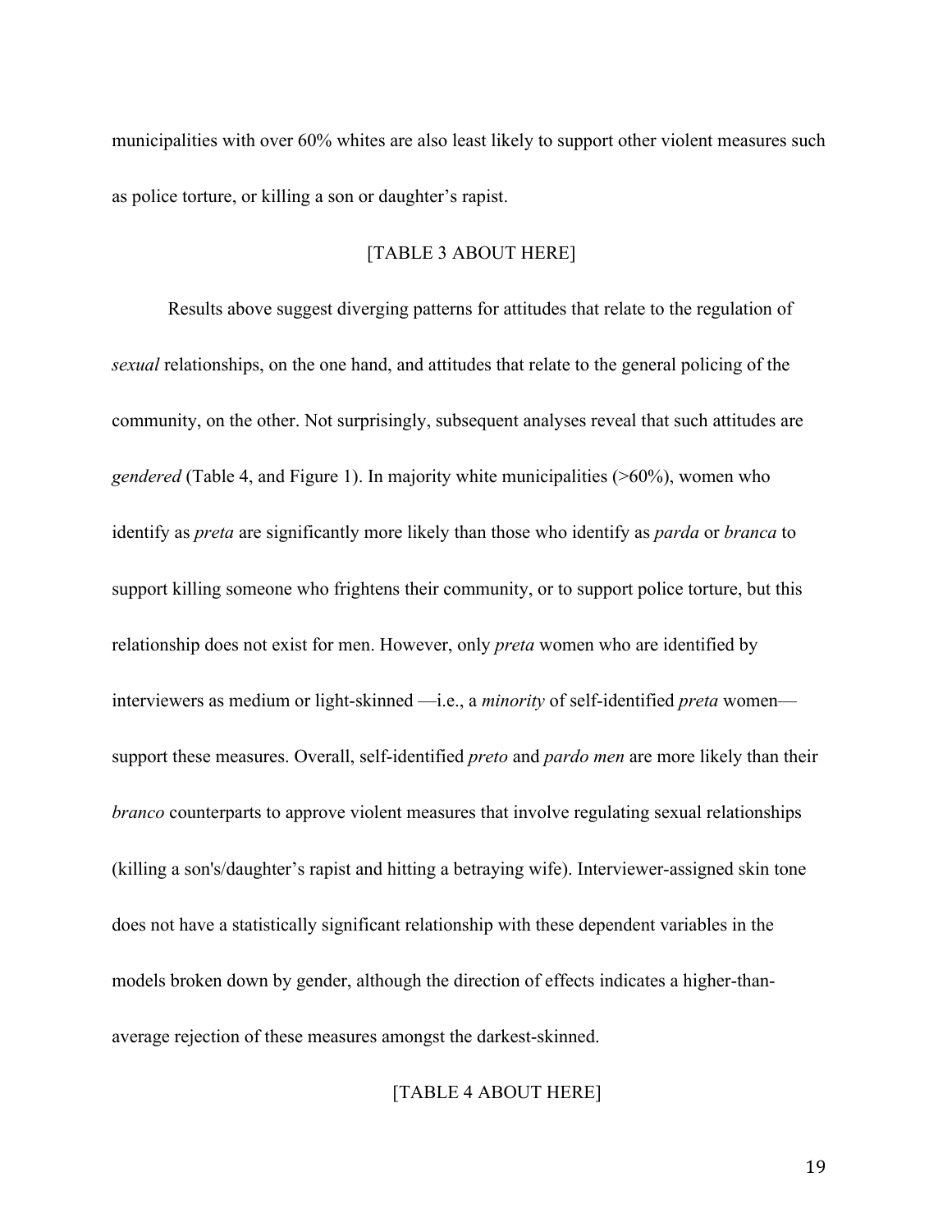municipalities with over 60% whites are also least likely to support other violent measures such as police torture, or killing a son or daughter's rapist.

[TABLE 3 ABOUT HERE]

Results above suggest diverging patterns for attitudes that relate to the regulation of *sexual* relationships, on the one hand, and attitudes that relate to the general policing of the community, on the other. Not surprisingly, subsequent analyses reveal that such attitudes are *gendered* (Table 4, and Figure 1). In majority white municipalities (>60%), women who identify as *preta* are significantly more likely than those who identify as *parda* or *branca* to support killing someone who frightens their community, or to support police torture, but this relationship does not exist for men. However, only *preta* women who are identified by interviewers as medium or light-skinned —i.e., a *minority* of self-identified *preta* women— support these measures. Overall, self-identified *preto* and *pardo men* are more likely than their *branco* counterparts to approve violent measures that involve regulating sexual relationships (killing a son's/daughter's rapist and hitting a betraying wife). Interviewer-assigned skin tone does not have a statistically significant relationship with these dependent variables in the models broken down by gender, although the direction of effects indicates a higher-than-average rejection of these measures amongst the darkest-skinned.

[TABLE 4 ABOUT HERE]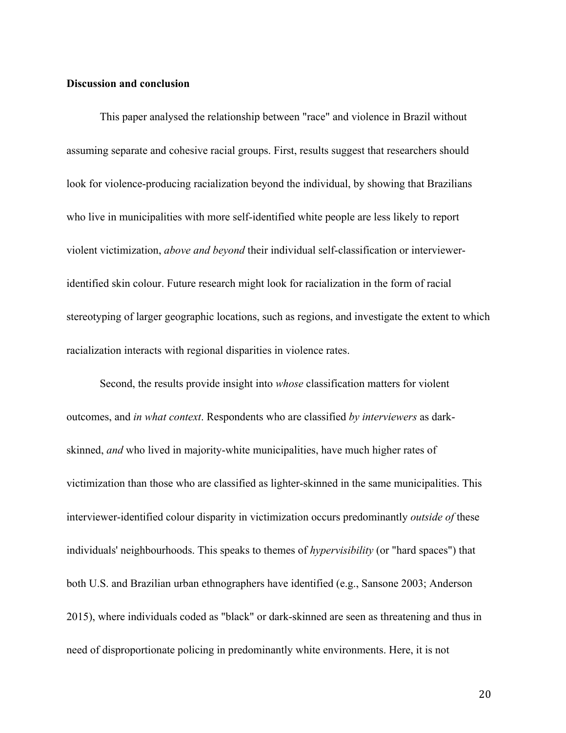**Discussion and conclusion**

This paper analysed the relationship between "race" and violence in Brazil without assuming separate and cohesive racial groups. First, results suggest that researchers should look for violence-producing racialization beyond the individual, by showing that Brazilians who live in municipalities with more self-identified white people are less likely to report violent victimization, *above and beyond* their individual self-classification or interviewer-identified skin colour. Future research might look for racialization in the form of racial stereotyping of larger geographic locations, such as regions, and investigate the extent to which racialization interacts with regional disparities in violence rates.

Second, the results provide insight into *whose* classification matters for violent outcomes, and *in what context*. Respondents who are classified *by interviewers* as dark-skinned, *and* who lived in majority-white municipalities, have much higher rates of victimization than those who are classified as lighter-skinned in the same municipalities. This interviewer-identified colour disparity in victimization occurs predominantly *outside of* these individuals' neighbourhoods. This speaks to themes of *hypervisibility* (or "hard spaces") that both U.S. and Brazilian urban ethnographers have identified (e.g., Sansone 2003; Anderson 2015), where individuals coded as "black" or dark-skinned are seen as threatening and thus in need of disproportionate policing in predominantly white environments. Here, it is not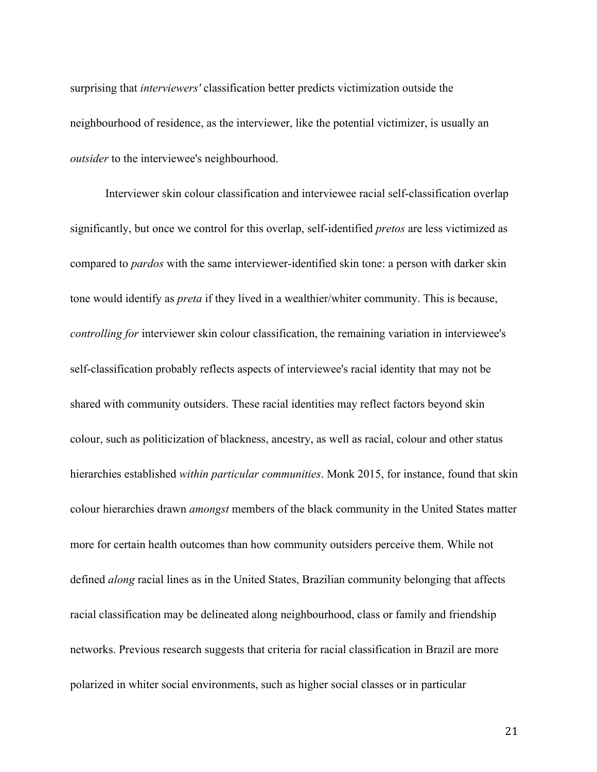surprising that *interviewers'* classification better predicts victimization outside the neighbourhood of residence, as the interviewer, like the potential victimizer, is usually an *outsider* to the interviewee's neighbourhood.

Interviewer skin colour classification and interviewee racial self-classification overlap significantly, but once we control for this overlap, self-identified *pretos* are less victimized as compared to *pardos* with the same interviewer-identified skin tone: a person with darker skin tone would identify as *preta* if they lived in a wealthier/whiter community. This is because, *controlling for* interviewer skin colour classification, the remaining variation in interviewee's self-classification probably reflects aspects of interviewee's racial identity that may not be shared with community outsiders. These racial identities may reflect factors beyond skin colour, such as politicization of blackness, ancestry, as well as racial, colour and other status hierarchies established *within particular communities*. Monk 2015, for instance, found that skin colour hierarchies drawn *amongst* members of the black community in the United States matter more for certain health outcomes than how community outsiders perceive them. While not defined *along* racial lines as in the United States, Brazilian community belonging that affects racial classification may be delineated along neighbourhood, class or family and friendship networks. Previous research suggests that criteria for racial classification in Brazil are more polarized in whiter social environments, such as higher social classes or in particular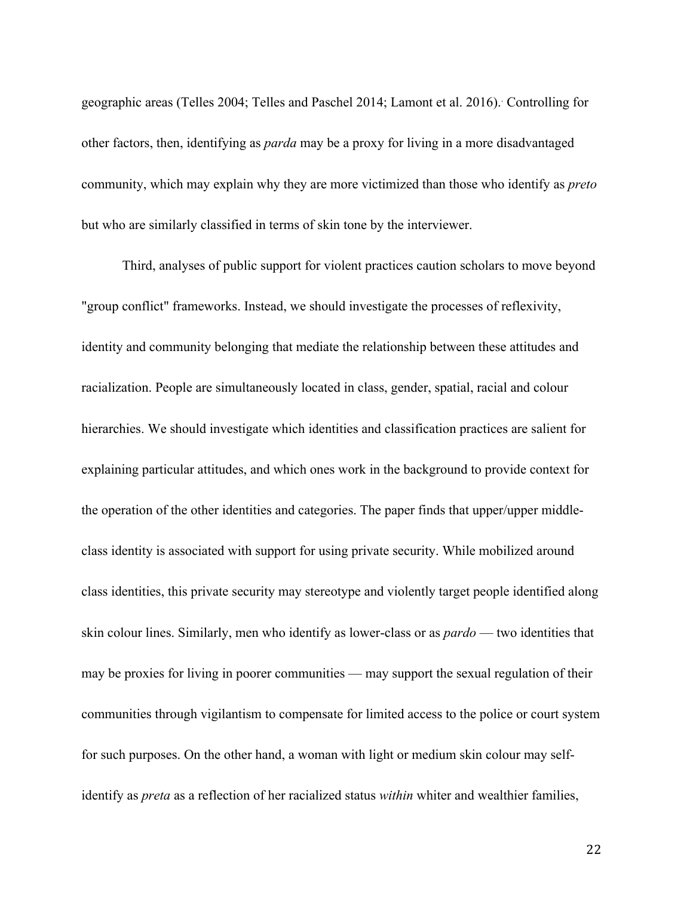geographic areas (Telles 2004; Telles and Paschel 2014; Lamont et al. 2016).. Controlling for other factors, then, identifying as *parda* may be a proxy for living in a more disadvantaged community, which may explain why they are more victimized than those who identify as *preto* but who are similarly classified in terms of skin tone by the interviewer.

Third, analyses of public support for violent practices caution scholars to move beyond "group conflict" frameworks. Instead, we should investigate the processes of reflexivity, identity and community belonging that mediate the relationship between these attitudes and racialization. People are simultaneously located in class, gender, spatial, racial and colour hierarchies. We should investigate which identities and classification practices are salient for explaining particular attitudes, and which ones work in the background to provide context for the operation of the other identities and categories. The paper finds that upper/upper middle-class identity is associated with support for using private security. While mobilized around class identities, this private security may stereotype and violently target people identified along skin colour lines. Similarly, men who identify as lower-class or as *pardo* — two identities that may be proxies for living in poorer communities — may support the sexual regulation of their communities through vigilantism to compensate for limited access to the police or court system for such purposes. On the other hand, a woman with light or medium skin colour may self-identify as *preta* as a reflection of her racialized status *within* whiter and wealthier families,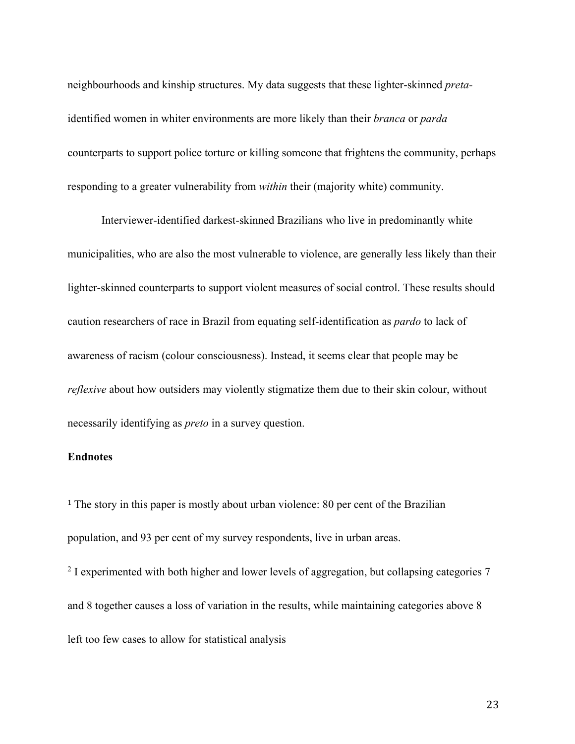neighbourhoods and kinship structures. My data suggests that these lighter-skinned *preta*-identified women in whiter environments are more likely than their *branca* or *parda* counterparts to support police torture or killing someone that frightens the community, perhaps responding to a greater vulnerability from *within* their (majority white) community.

Interviewer-identified darkest-skinned Brazilians who live in predominantly white municipalities, who are also the most vulnerable to violence, are generally less likely than their lighter-skinned counterparts to support violent measures of social control. These results should caution researchers of race in Brazil from equating self-identification as *pardo* to lack of awareness of racism (colour consciousness). Instead, it seems clear that people may be *reflexive* about how outsiders may violently stigmatize them due to their skin colour, without necessarily identifying as *preto* in a survey question.

**Endnotes**

[1] The story in this paper is mostly about urban violence: 80 per cent of the Brazilian population, and 93 per cent of my survey respondents, live in urban areas.

[2] I experimented with both higher and lower levels of aggregation, but collapsing categories 7 and 8 together causes a loss of variation in the results, while maintaining categories above 8 left too few cases to allow for statistical analysis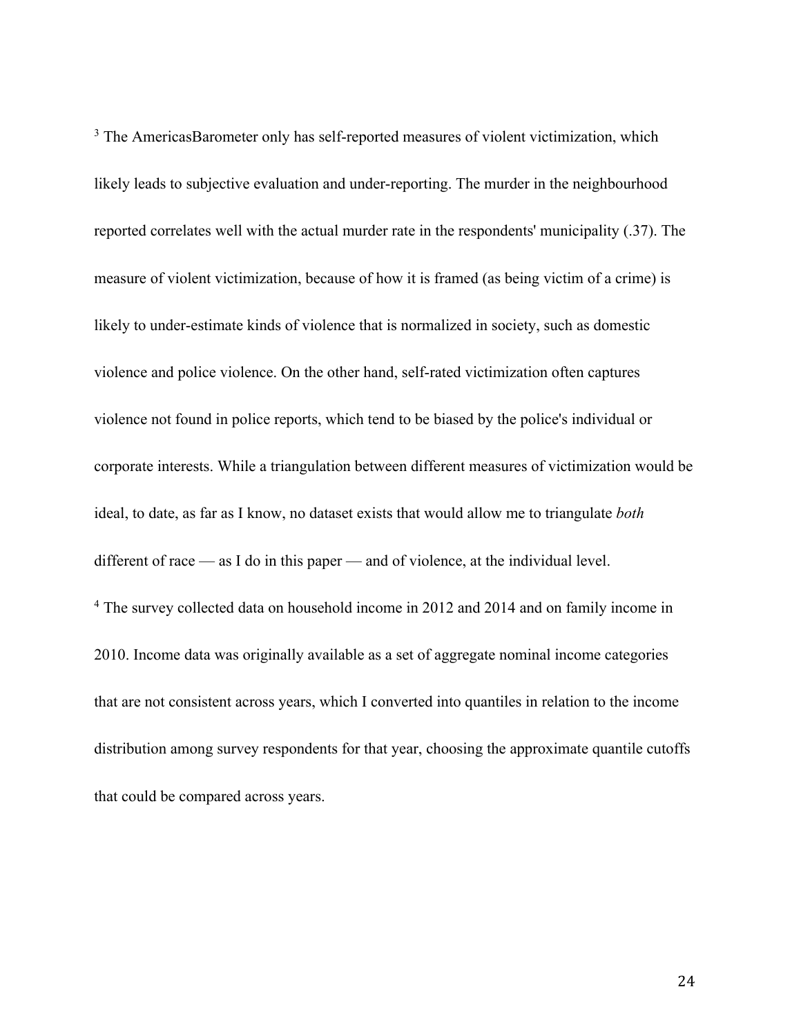[3] The AmericasBarometer only has self-reported measures of violent victimization, which likely leads to subjective evaluation and under-reporting. The murder in the neighbourhood reported correlates well with the actual murder rate in the respondents' municipality (.37). The measure of violent victimization, because of how it is framed (as being victim of a crime) is likely to under-estimate kinds of violence that is normalized in society, such as domestic violence and police violence. On the other hand, self-rated victimization often captures violence not found in police reports, which tend to be biased by the police's individual or corporate interests. While a triangulation between different measures of victimization would be ideal, to date, as far as I know, no dataset exists that would allow me to triangulate *both* different of race — as I do in this paper — and of violence, at the individual level.

[4] The survey collected data on household income in 2012 and 2014 and on family income in 2010. Income data was originally available as a set of aggregate nominal income categories that are not consistent across years, which I converted into quantiles in relation to the income distribution among survey respondents for that year, choosing the approximate quantile cutoffs that could be compared across years.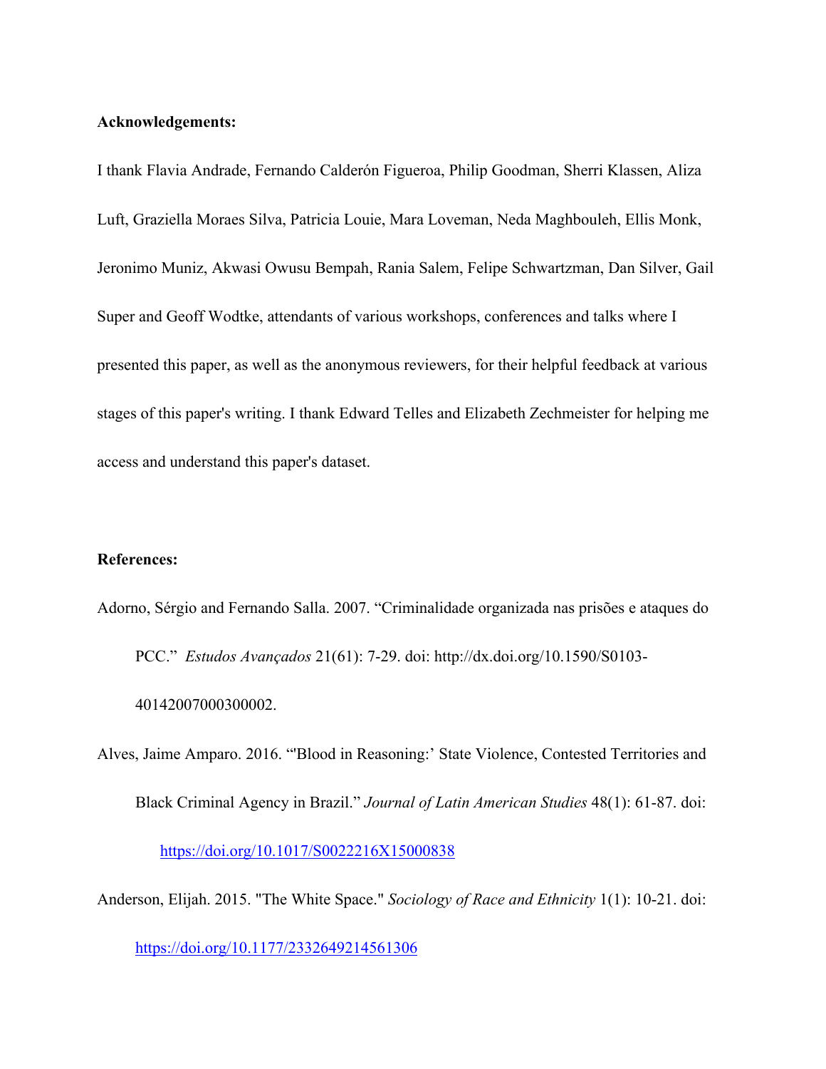**Acknowledgements:**

I thank Flavia Andrade, Fernando Calderón Figueroa, Philip Goodman, Sherri Klassen, Aliza Luft, Graziella Moraes Silva, Patricia Louie, Mara Loveman, Neda Maghbouleh, Ellis Monk, Jeronimo Muniz, Akwasi Owusu Bempah, Rania Salem, Felipe Schwartzman, Dan Silver, Gail Super and Geoff Wodtke, attendants of various workshops, conferences and talks where I presented this paper, as well as the anonymous reviewers, for their helpful feedback at various stages of this paper's writing. I thank Edward Telles and Elizabeth Zechmeister for helping me access and understand this paper's dataset.

**References:**

Adorno, Sérgio and Fernando Salla. 2007. "Criminalidade organizada nas prisões e ataques do PCC." *Estudos Avançados* 21(61): 7-29. doi: http://dx.doi.org/10.1590/S0103-40142007000300002.

Alves, Jaime Amparo. 2016. "'Blood in Reasoning:' State Violence, Contested Territories and Black Criminal Agency in Brazil." *Journal of Latin American Studies* 48(1): 61-87. doi: https://doi.org/10.1017/S0022216X15000838

Anderson, Elijah. 2015. "The White Space." *Sociology of Race and Ethnicity* 1(1): 10-21. doi: https://doi.org/10.1177/2332649214561306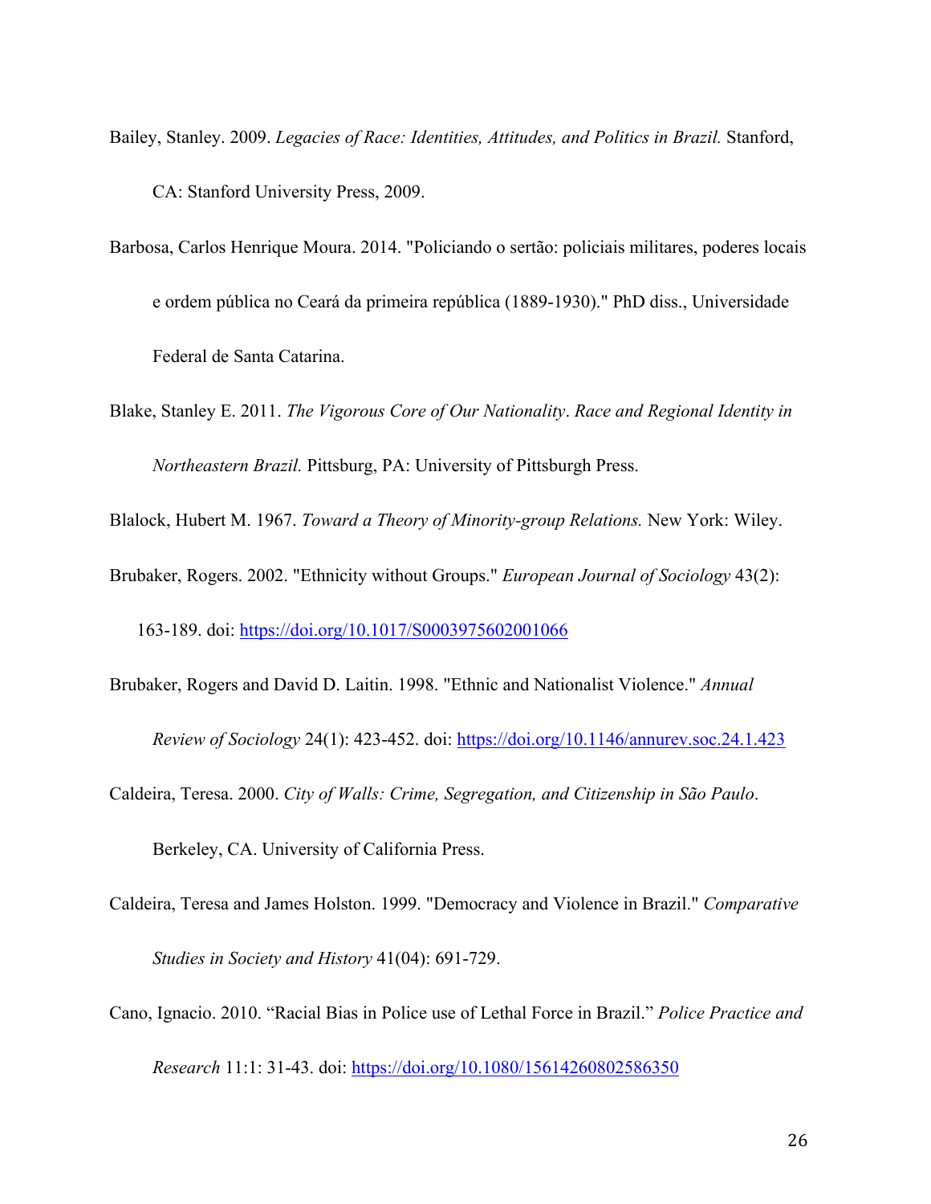Bailey, Stanley. 2009. *Legacies of Race: Identities, Attitudes, and Politics in Brazil.* Stanford, CA: Stanford University Press, 2009.

Barbosa, Carlos Henrique Moura. 2014. "Policiando o sertão: policiais militares, poderes locais e ordem pública no Ceará da primeira república (1889-1930)." PhD diss., Universidade Federal de Santa Catarina.

Blake, Stanley E. 2011. *The Vigorous Core of Our Nationality*. *Race and Regional Identity in Northeastern Brazil.* Pittsburg, PA: University of Pittsburgh Press.

Blalock, Hubert M. 1967. *Toward a Theory of Minority-group Relations.* New York: Wiley.

Brubaker, Rogers. 2002. "Ethnicity without Groups." *European Journal of Sociology* 43(2): 163-189. doi: https://doi.org/10.1017/S0003975602001066

Brubaker, Rogers and David D. Laitin. 1998. "Ethnic and Nationalist Violence." *Annual Review of Sociology* 24(1): 423-452. doi: https://doi.org/10.1146/annurev.soc.24.1.423

Caldeira, Teresa. 2000. *City of Walls: Crime, Segregation, and Citizenship in São Paulo*. Berkeley, CA. University of California Press.

Caldeira, Teresa and James Holston. 1999. "Democracy and Violence in Brazil." *Comparative Studies in Society and History* 41(04): 691-729.

Cano, Ignacio. 2010. "Racial Bias in Police use of Lethal Force in Brazil." *Police Practice and Research* 11:1: 31-43. doi: https://doi.org/10.1080/15614260802586350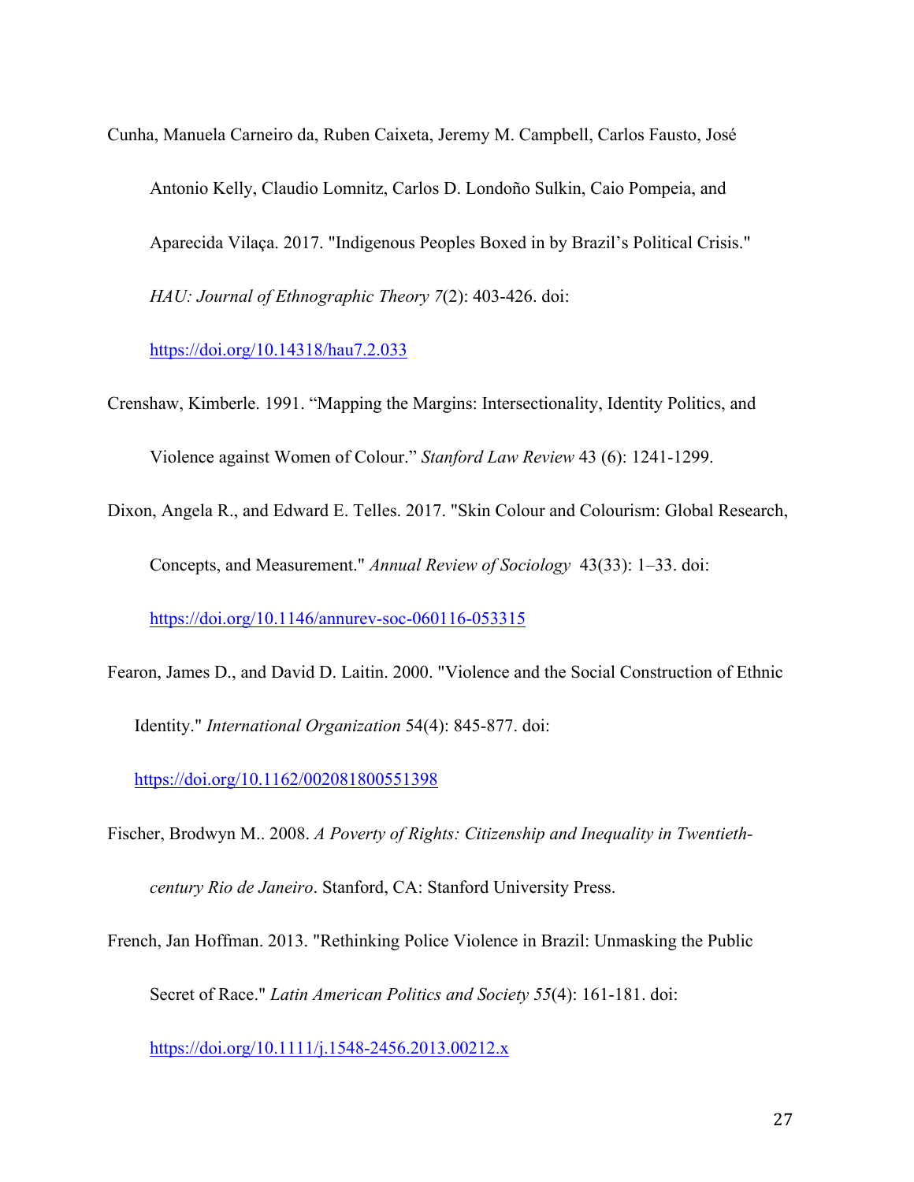Cunha, Manuela Carneiro da, Ruben Caixeta, Jeremy M. Campbell, Carlos Fausto, José Antonio Kelly, Claudio Lomnitz, Carlos D. Londoño Sulkin, Caio Pompeia, and Aparecida Vilaça. 2017. "Indigenous Peoples Boxed in by Brazil's Political Crisis." *HAU: Journal of Ethnographic Theory 7*(2): 403-426. doi: https://doi.org/10.14318/hau7.2.033

Crenshaw, Kimberle. 1991. "Mapping the Margins: Intersectionality, Identity Politics, and Violence against Women of Colour." *Stanford Law Review* 43 (6): 1241-1299.

Dixon, Angela R., and Edward E. Telles. 2017. "Skin Colour and Colourism: Global Research, Concepts, and Measurement." *Annual Review of Sociology* 43(33): 1–33. doi: https://doi.org/10.1146/annurev-soc-060116-053315

Fearon, James D., and David D. Laitin. 2000. "Violence and the Social Construction of Ethnic Identity." *International Organization* 54(4): 845-877. doi: https://doi.org/10.1162/002081800551398

Fischer, Brodwyn M.. 2008. *A Poverty of Rights: Citizenship and Inequality in Twentieth-century Rio de Janeiro*. Stanford, CA: Stanford University Press.

French, Jan Hoffman. 2013. "Rethinking Police Violence in Brazil: Unmasking the Public Secret of Race." *Latin American Politics and Society 55*(4): 161-181. doi: https://doi.org/10.1111/j.1548-2456.2013.00212.x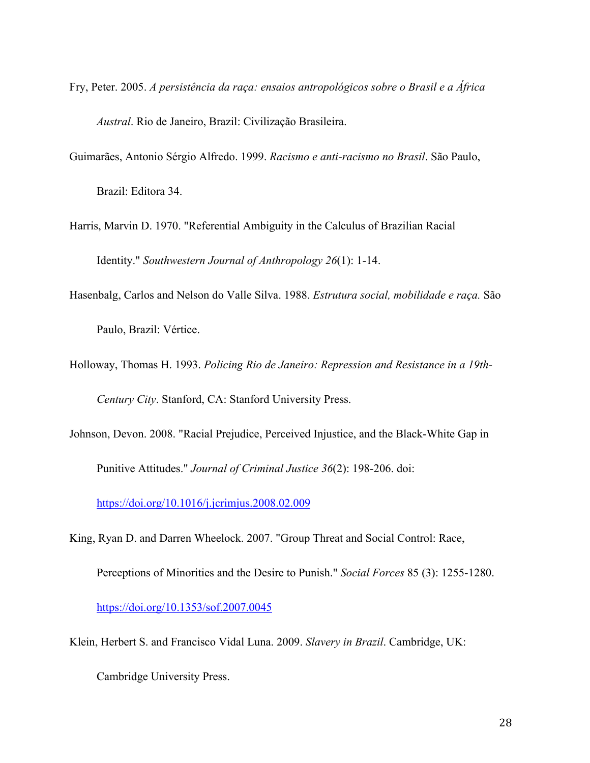Fry, Peter. 2005. *A persistência da raça: ensaios antropológicos sobre o Brasil e a África Austral*. Rio de Janeiro, Brazil: Civilização Brasileira.

Guimarães, Antonio Sérgio Alfredo. 1999. *Racismo e anti-racismo no Brasil*. São Paulo, Brazil: Editora 34.

Harris, Marvin D. 1970. "Referential Ambiguity in the Calculus of Brazilian Racial Identity." *Southwestern Journal of Anthropology 26*(1): 1-14.

Hasenbalg, Carlos and Nelson do Valle Silva. 1988. *Estrutura social, mobilidade e raça.* São Paulo, Brazil: Vértice.

Holloway, Thomas H. 1993. *Policing Rio de Janeiro: Repression and Resistance in a 19th-Century City*. Stanford, CA: Stanford University Press.

Johnson, Devon. 2008. "Racial Prejudice, Perceived Injustice, and the Black-White Gap in Punitive Attitudes." *Journal of Criminal Justice 36*(2): 198-206. doi: https://doi.org/10.1016/j.jcrimjus.2008.02.009

King, Ryan D. and Darren Wheelock. 2007. "Group Threat and Social Control: Race, Perceptions of Minorities and the Desire to Punish." *Social Forces* 85 (3): 1255-1280. https://doi.org/10.1353/sof.2007.0045

Klein, Herbert S. and Francisco Vidal Luna. 2009. *Slavery in Brazil*. Cambridge, UK: Cambridge University Press.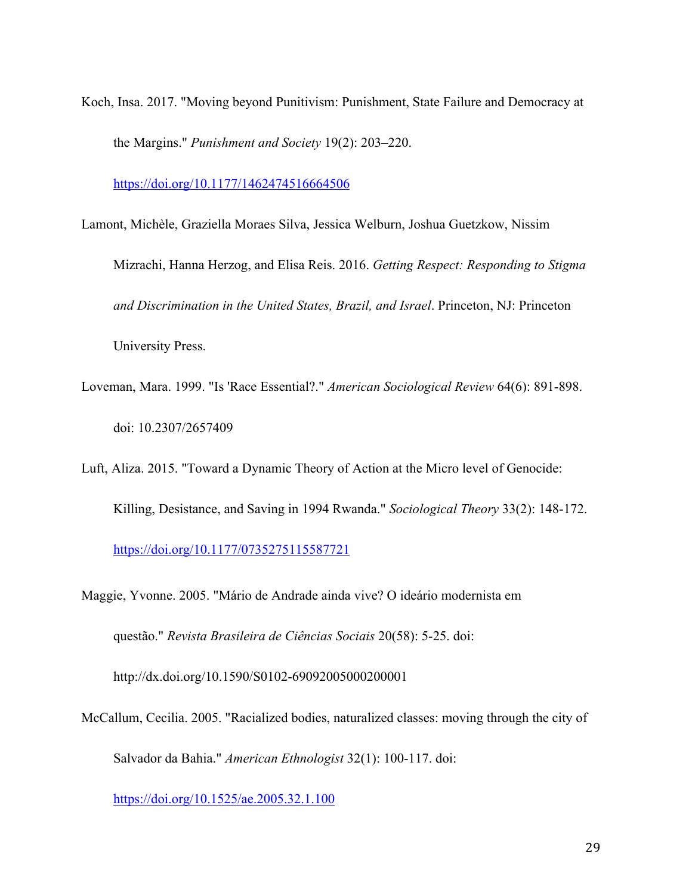Koch, Insa. 2017. "Moving beyond Punitivism: Punishment, State Failure and Democracy at the Margins." *Punishment and Society* 19(2): 203–220. https://doi.org/10.1177/1462474516664506

Lamont, Michèle, Graziella Moraes Silva, Jessica Welburn, Joshua Guetzkow, Nissim Mizrachi, Hanna Herzog, and Elisa Reis. 2016. *Getting Respect: Responding to Stigma and Discrimination in the United States, Brazil, and Israel*. Princeton, NJ: Princeton University Press.

Loveman, Mara. 1999. "Is 'Race Essential?." *American Sociological Review* 64(6): 891-898. doi: 10.2307/2657409

Luft, Aliza. 2015. "Toward a Dynamic Theory of Action at the Micro level of Genocide: Killing, Desistance, and Saving in 1994 Rwanda." *Sociological Theory* 33(2): 148-172. https://doi.org/10.1177/0735275115587721

Maggie, Yvonne. 2005. "Mário de Andrade ainda vive? O ideário modernista em questão." *Revista Brasileira de Ciências Sociais* 20(58): 5-25. doi: http://dx.doi.org/10.1590/S0102-69092005000200001

McCallum, Cecilia. 2005. "Racialized bodies, naturalized classes: moving through the city of Salvador da Bahia." *American Ethnologist* 32(1): 100-117. doi: https://doi.org/10.1525/ae.2005.32.1.100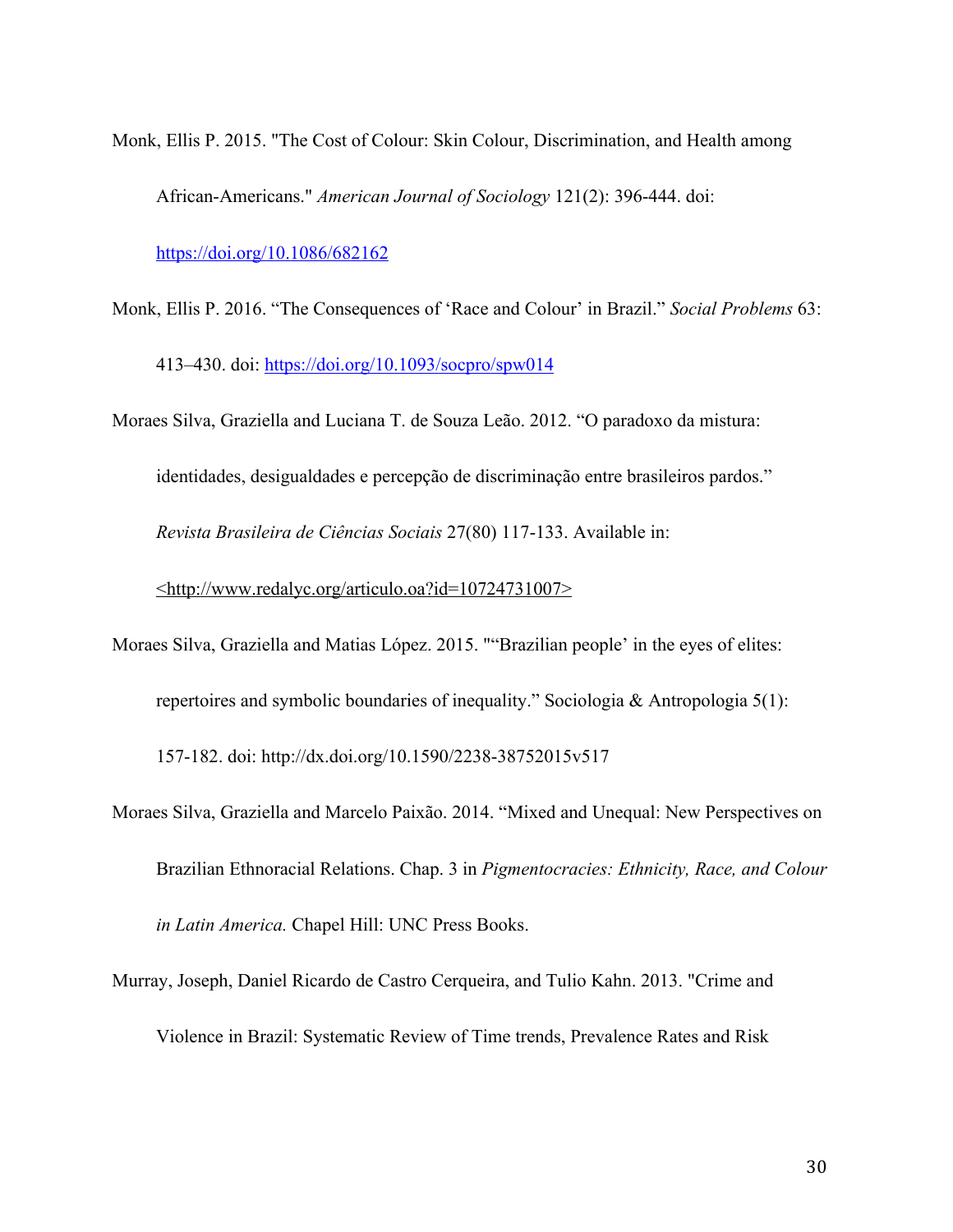Monk, Ellis P. 2015. "The Cost of Colour: Skin Colour, Discrimination, and Health among African-Americans." *American Journal of Sociology* 121(2): 396-444. doi: https://doi.org/10.1086/682162

Monk, Ellis P. 2016. "The Consequences of 'Race and Colour' in Brazil." *Social Problems* 63: 413–430. doi: https://doi.org/10.1093/socpro/spw014

Moraes Silva, Graziella and Luciana T. de Souza Leão. 2012. "O paradoxo da mistura: identidades, desigualdades e percepção de discriminação entre brasileiros pardos." *Revista Brasileira de Ciências Sociais* 27(80) 117-133. Available in: <http://www.redalyc.org/articulo.oa?id=10724731007>

Moraes Silva, Graziella and Matias López. 2015. ""Brazilian people' in the eyes of elites: repertoires and symbolic boundaries of inequality." Sociologia & Antropologia 5(1): 157-182. doi: http://dx.doi.org/10.1590/2238-38752015v517

Moraes Silva, Graziella and Marcelo Paixão. 2014. "Mixed and Unequal: New Perspectives on Brazilian Ethnoracial Relations. Chap. 3 in *Pigmentocracies: Ethnicity, Race, and Colour in Latin America.* Chapel Hill: UNC Press Books.

Murray, Joseph, Daniel Ricardo de Castro Cerqueira, and Tulio Kahn. 2013. "Crime and Violence in Brazil: Systematic Review of Time trends, Prevalence Rates and Risk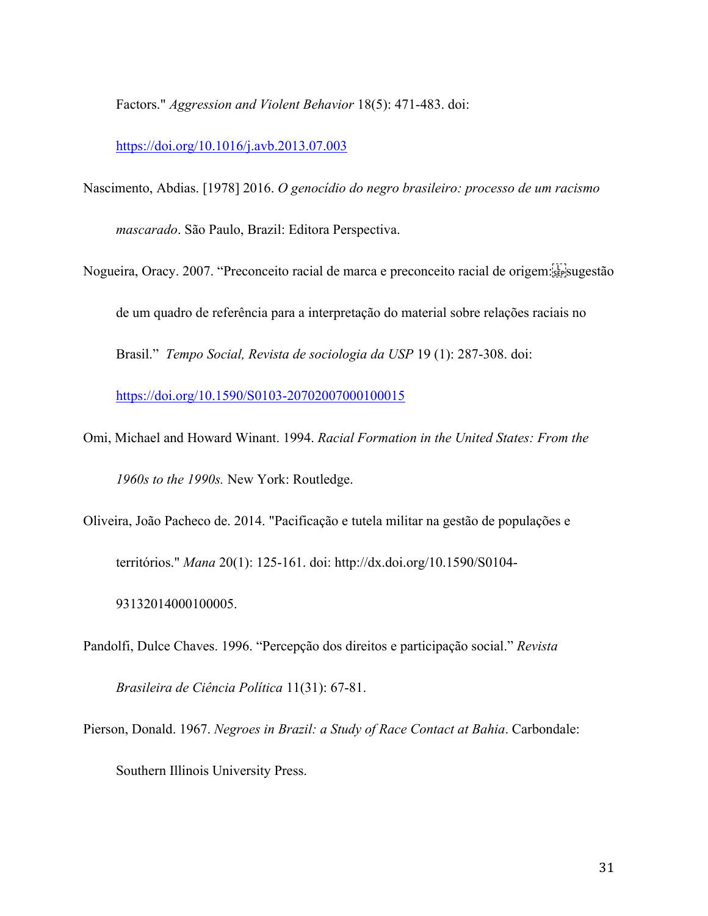Factors." *Aggression and Violent Behavior* 18(5): 471-483. doi: https://doi.org/10.1016/j.avb.2013.07.003

Nascimento, Abdias. [1978] 2016. *O genocídio do negro brasileiro: processo de um racismo mascarado*. São Paulo, Brazil: Editora Perspectiva.

Nogueira, Oracy. 2007. "Preconceito racial de marca e preconceito racial de origem: sugestão de um quadro de referência para a interpretação do material sobre relações raciais no Brasil." *Tempo Social, Revista de sociologia da USP* 19 (1): 287-308. doi: https://doi.org/10.1590/S0103-20702007000100015

Omi, Michael and Howard Winant. 1994. *Racial Formation in the United States: From the 1960s to the 1990s.* New York: Routledge.

Oliveira, João Pacheco de. 2014. "Pacificação e tutela militar na gestão de populações e territórios." *Mana* 20(1): 125-161. doi: http://dx.doi.org/10.1590/S0104-93132014000100005.

Pandolfi, Dulce Chaves. 1996. "Percepção dos direitos e participação social." *Revista Brasileira de Ciência Política* 11(31): 67-81.

Pierson, Donald. 1967. *Negroes in Brazil: a Study of Race Contact at Bahia*. Carbondale: Southern Illinois University Press.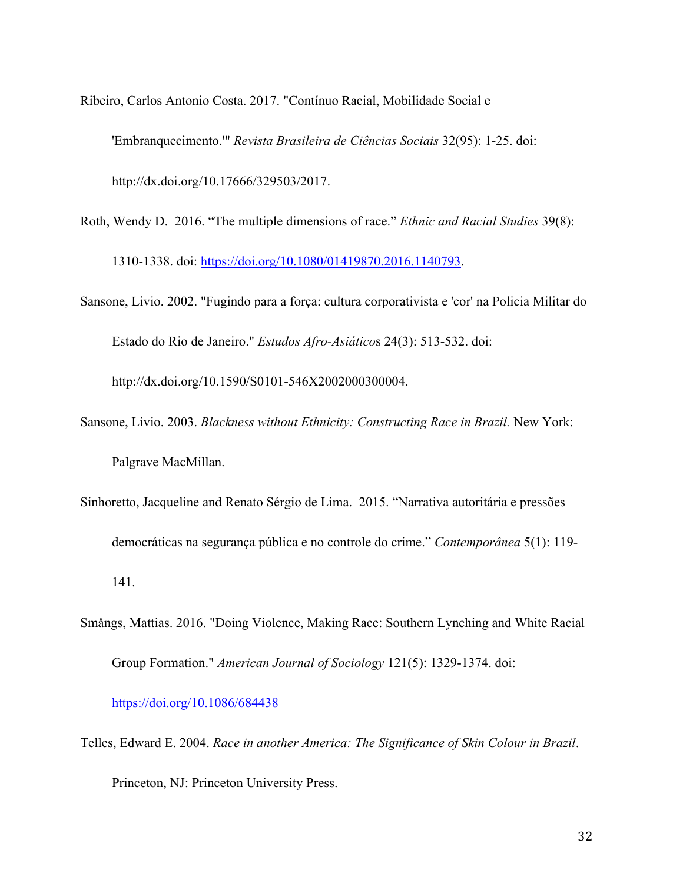Ribeiro, Carlos Antonio Costa. 2017. "Contínuo Racial, Mobilidade Social e 'Embranquecimento.'" *Revista Brasileira de Ciências Sociais* 32(95): 1-25. doi: http://dx.doi.org/10.17666/329503/2017.

Roth, Wendy D. 2016. "The multiple dimensions of race." *Ethnic and Racial Studies* 39(8): 1310-1338. doi: https://doi.org/10.1080/01419870.2016.1140793.

Sansone, Livio. 2002. "Fugindo para a força: cultura corporativista e 'cor' na Policia Militar do Estado do Rio de Janeiro." *Estudos Afro-Asiáticos* 24(3): 513-532. doi: http://dx.doi.org/10.1590/S0101-546X2002000300004.

Sansone, Livio. 2003. *Blackness without Ethnicity: Constructing Race in Brazil.* New York: Palgrave MacMillan.

Sinhoretto, Jacqueline and Renato Sérgio de Lima. 2015. "Narrativa autoritária e pressões democráticas na segurança pública e no controle do crime." *Contemporânea* 5(1): 119-141.

Smångs, Mattias. 2016. "Doing Violence, Making Race: Southern Lynching and White Racial Group Formation." *American Journal of Sociology* 121(5): 1329-1374. doi: https://doi.org/10.1086/684438

Telles, Edward E. 2004. *Race in another America: The Significance of Skin Colour in Brazil*. Princeton, NJ: Princeton University Press.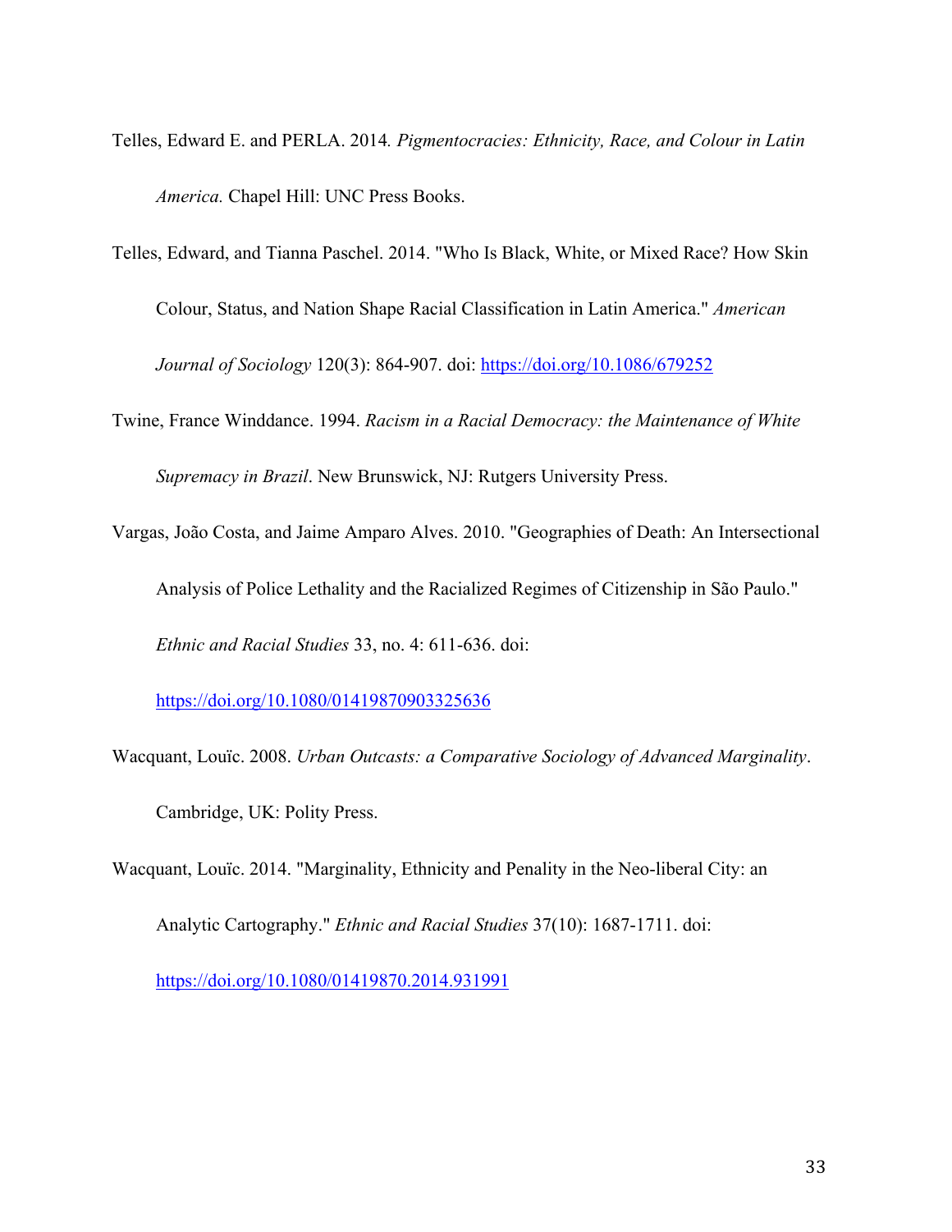Telles, Edward E. and PERLA. 2014. *Pigmentocracies: Ethnicity, Race, and Colour in Latin America.* Chapel Hill: UNC Press Books.

Telles, Edward, and Tianna Paschel. 2014. "Who Is Black, White, or Mixed Race? How Skin Colour, Status, and Nation Shape Racial Classification in Latin America." *American Journal of Sociology* 120(3): 864-907. doi: https://doi.org/10.1086/679252

Twine, France Winddance. 1994. *Racism in a Racial Democracy: the Maintenance of White Supremacy in Brazil*. New Brunswick, NJ: Rutgers University Press.

Vargas, João Costa, and Jaime Amparo Alves. 2010. "Geographies of Death: An Intersectional Analysis of Police Lethality and the Racialized Regimes of Citizenship in São Paulo." *Ethnic and Racial Studies* 33, no. 4: 611-636. doi: https://doi.org/10.1080/01419870903325636

Wacquant, Louïc. 2008. *Urban Outcasts: a Comparative Sociology of Advanced Marginality*. Cambridge, UK: Polity Press.

Wacquant, Louïc. 2014. "Marginality, Ethnicity and Penality in the Neo-liberal City: an Analytic Cartography." *Ethnic and Racial Studies* 37(10): 1687-1711. doi: https://doi.org/10.1080/01419870.2014.931991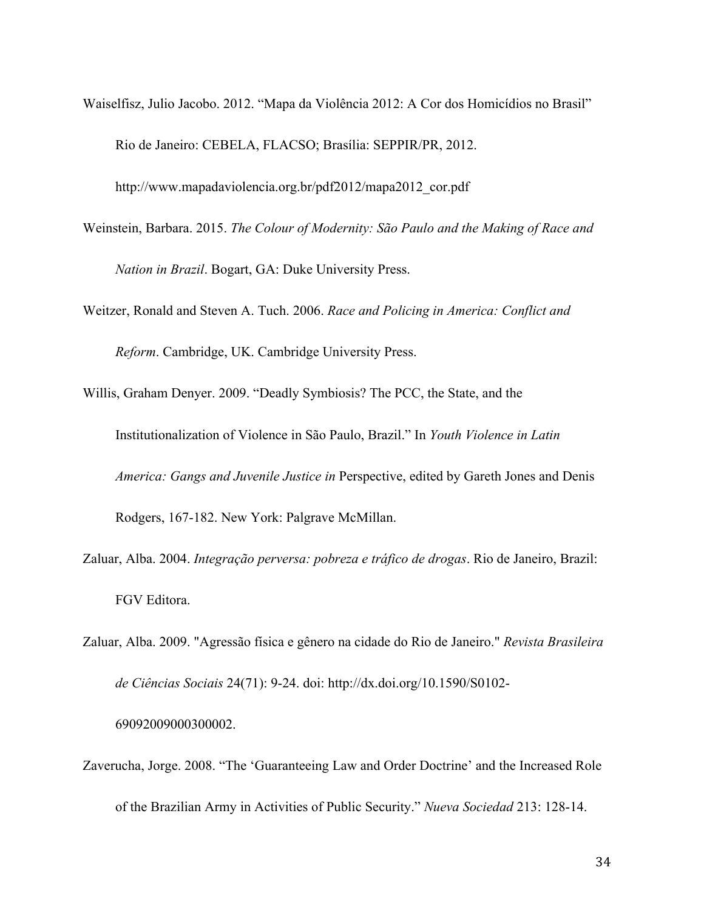Waiselfisz, Julio Jacobo. 2012. "Mapa da Violência 2012: A Cor dos Homicídios no Brasil" Rio de Janeiro: CEBELA, FLACSO; Brasília: SEPPIR/PR, 2012. http://www.mapadaviolencia.org.br/pdf2012/mapa2012_cor.pdf

Weinstein, Barbara. 2015. *The Colour of Modernity: São Paulo and the Making of Race and Nation in Brazil*. Bogart, GA: Duke University Press.

Weitzer, Ronald and Steven A. Tuch. 2006. *Race and Policing in America: Conflict and Reform*. Cambridge, UK. Cambridge University Press.

Willis, Graham Denyer. 2009. "Deadly Symbiosis? The PCC, the State, and the Institutionalization of Violence in São Paulo, Brazil." In *Youth Violence in Latin America: Gangs and Juvenile Justice in* Perspective, edited by Gareth Jones and Denis Rodgers, 167-182. New York: Palgrave McMillan.

Zaluar, Alba. 2004. *Integração perversa: pobreza e tráfico de drogas*. Rio de Janeiro, Brazil: FGV Editora.

Zaluar, Alba. 2009. "Agressão física e gênero na cidade do Rio de Janeiro." *Revista Brasileira de Ciências Sociais* 24(71): 9-24. doi: http://dx.doi.org/10.1590/S0102-69092009000300002.

Zaverucha, Jorge. 2008. "The 'Guaranteeing Law and Order Doctrine' and the Increased Role of the Brazilian Army in Activities of Public Security." *Nueva Sociedad* 213: 128-14.